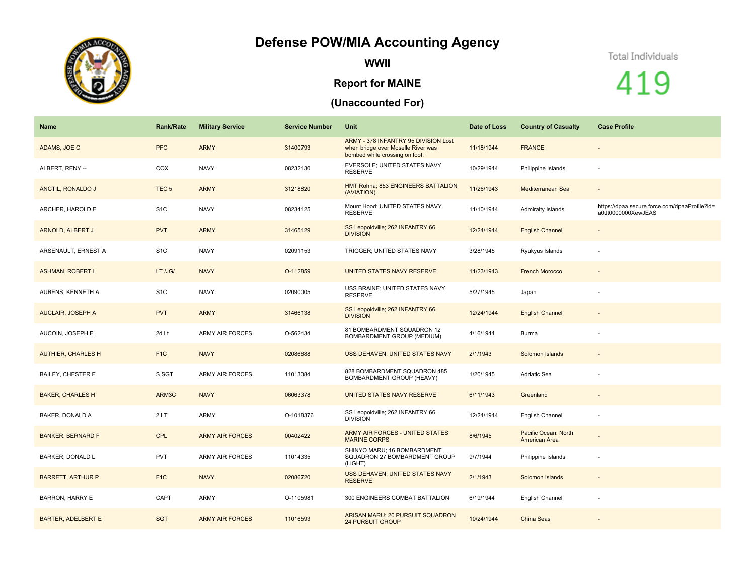# Defense POW/MIA Accounting Agency

## WWII

## Report for MAINE

## (Unaccounted For)

Total Individuals

419

| Name | Rank/Rate | Military Service | Service Number | Unit | Date of Loss | Country of Casualty | Case Profile |
|---|---|---|---|---|---|---|---|
| ADAMS, JOE C | PFC | ARMY | 31400793 | ARMY - 378 INFANTRY 95 DIVISION Lost when bridge over Moselle River was bombed while crossing on foot. | 11/18/1944 | FRANCE | - |
| ALBERT, RENY -- | COX | NAVY | 08232130 | EVERSOLE; UNITED STATES NAVY RESERVE | 10/29/1944 | Philippine Islands | - |
| ANCTIL, RONALDO J | TEC 5 | ARMY | 31218820 | HMT Rohna; 853 ENGINEERS BATTALION (AVIATION) | 11/26/1943 | Mediterranean Sea | - |
| ARCHER, HAROLD E | S1C | NAVY | 08234125 | Mount Hood; UNITED STATES NAVY RESERVE | 11/10/1944 | Admiralty Islands | https://dpaa.secure.force.com/dpaaProfile?id=a0Jt0000000XewJEAS |
| ARNOLD, ALBERT J | PVT | ARMY | 31465129 | SS Leopoldville; 262 INFANTRY 66 DIVISION | 12/24/1944 | English Channel | - |
| ARSENAULT, ERNEST A | S1C | NAVY | 02091153 | TRIGGER; UNITED STATES NAVY | 3/28/1945 | Ryukyus Islands | - |
| ASHMAN, ROBERT I | LT /JG/ | NAVY | O-112859 | UNITED STATES NAVY RESERVE | 11/23/1943 | French Morocco | - |
| AUBENS, KENNETH A | S1C | NAVY | 02090005 | USS BRAINE; UNITED STATES NAVY RESERVE | 5/27/1945 | Japan | - |
| AUCLAIR, JOSEPH A | PVT | ARMY | 31466138 | SS Leopoldville; 262 INFANTRY 66 DIVISION | 12/24/1944 | English Channel | - |
| AUCOIN, JOSEPH E | 2d Lt | ARMY AIR FORCES | O-562434 | 81 BOMBARDMENT SQUADRON 12 BOMBARDMENT GROUP (MEDIUM) | 4/16/1944 | Burma | - |
| AUTHIER, CHARLES H | F1C | NAVY | 02086688 | USS DEHAVEN; UNITED STATES NAVY | 2/1/1943 | Solomon Islands | - |
| BAILEY, CHESTER E | S SGT | ARMY AIR FORCES | 11013084 | 828 BOMBARDMENT SQUADRON 485 BOMBARDMENT GROUP (HEAVY) | 1/20/1945 | Adriatic Sea | - |
| BAKER, CHARLES H | ARM3C | NAVY | 06063378 | UNITED STATES NAVY RESERVE | 6/11/1943 | Greenland | - |
| BAKER, DONALD A | 2 LT | ARMY | O-1018376 | SS Leopoldville; 262 INFANTRY 66 DIVISION | 12/24/1944 | English Channel | - |
| BANKER, BERNARD F | CPL | ARMY AIR FORCES | 00402422 | ARMY AIR FORCES - UNITED STATES MARINE CORPS | 8/6/1945 | Pacific Ocean: North American Area | - |
| BARKER, DONALD L | PVT | ARMY AIR FORCES | 11014335 | SHINYO MARU; 16 BOMBARDMENT SQUADRON 27 BOMBARDMENT GROUP (LIGHT) | 9/7/1944 | Philippine Islands | - |
| BARRETT, ARTHUR P | F1C | NAVY | 02086720 | USS DEHAVEN; UNITED STATES NAVY RESERVE | 2/1/1943 | Solomon Islands | - |
| BARRON, HARRY E | CAPT | ARMY | O-1105981 | 300 ENGINEERS COMBAT BATTALION | 6/19/1944 | English Channel | - |
| BARTER, ADELBERT E | SGT | ARMY AIR FORCES | 11016593 | ARISAN MARU; 20 PURSUIT SQUADRON 24 PURSUIT GROUP | 10/24/1944 | China Seas | - |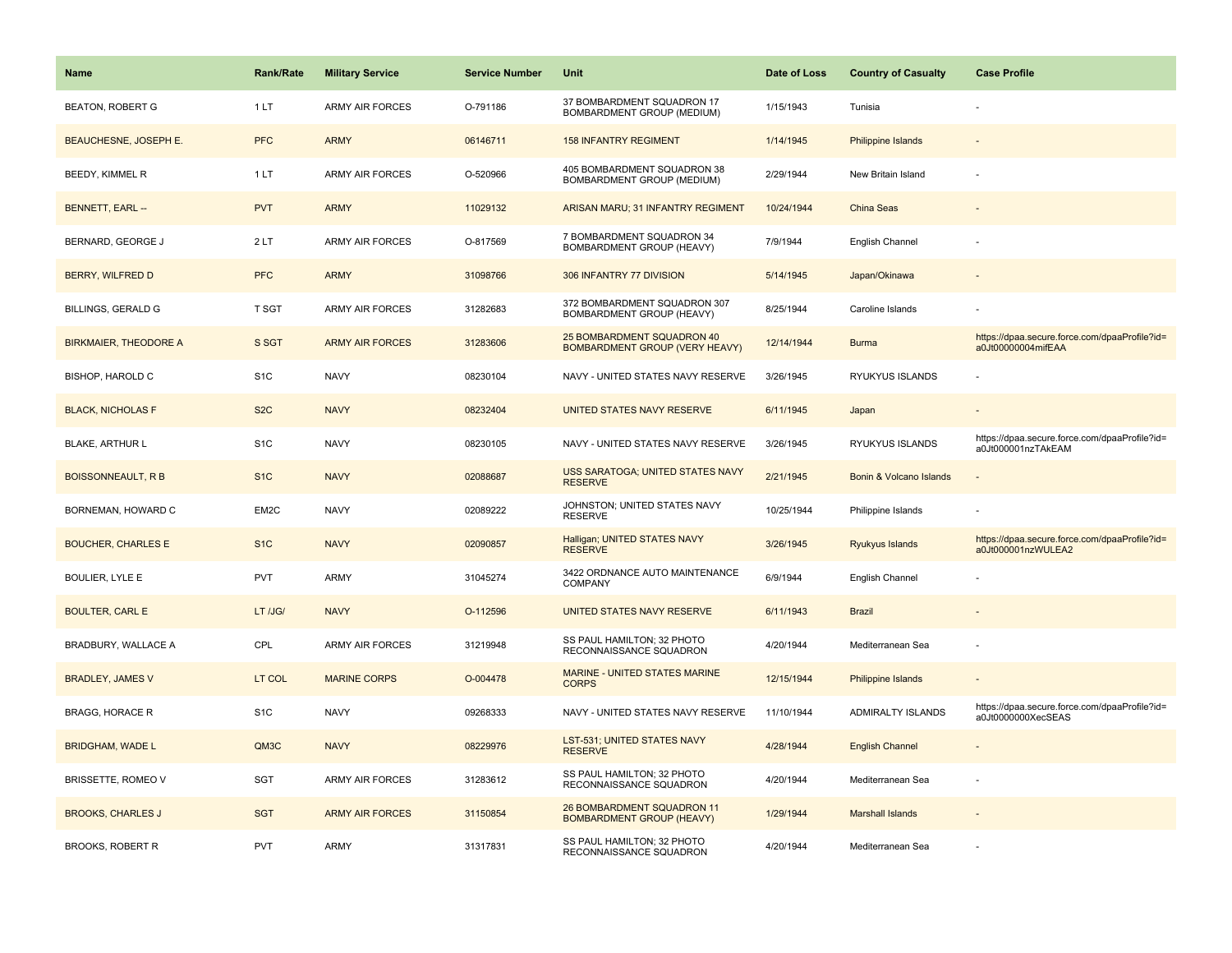| Name | Rank/Rate | Military Service | Service Number | Unit | Date of Loss | Country of Casualty | Case Profile |
| --- | --- | --- | --- | --- | --- | --- | --- |
| BEATON, ROBERT G | 1 LT | ARMY AIR FORCES | O-791186 | 37 BOMBARDMENT SQUADRON 17 BOMBARDMENT GROUP (MEDIUM) | 1/15/1943 | Tunisia | - |
| BEAUCHESNE, JOSEPH E. | PFC | ARMY | 06146711 | 158 INFANTRY REGIMENT | 1/14/1945 | Philippine Islands | - |
| BEEDY, KIMMEL R | 1 LT | ARMY AIR FORCES | O-520966 | 405 BOMBARDMENT SQUADRON 38 BOMBARDMENT GROUP (MEDIUM) | 2/29/1944 | New Britain Island | - |
| BENNETT, EARL -- | PVT | ARMY | 11029132 | ARISAN MARU; 31 INFANTRY REGIMENT | 10/24/1944 | China Seas | - |
| BERNARD, GEORGE J | 2 LT | ARMY AIR FORCES | O-817569 | 7 BOMBARDMENT SQUADRON 34 BOMBARDMENT GROUP (HEAVY) | 7/9/1944 | English Channel | - |
| BERRY, WILFRED D | PFC | ARMY | 31098766 | 306 INFANTRY 77 DIVISION | 5/14/1945 | Japan/Okinawa | - |
| BILLINGS, GERALD G | T SGT | ARMY AIR FORCES | 31282683 | 372 BOMBARDMENT SQUADRON 307 BOMBARDMENT GROUP (HEAVY) | 8/25/1944 | Caroline Islands | - |
| BIRKMAIER, THEODORE A | S SGT | ARMY AIR FORCES | 31283606 | 25 BOMBARDMENT SQUADRON 40 BOMBARDMENT GROUP (VERY HEAVY) | 12/14/1944 | Burma | https://dpaa.secure.force.com/dpaaProfile?id=a0Jt00000004mifEAA |
| BISHOP, HAROLD C | S1C | NAVY | 08230104 | NAVY - UNITED STATES NAVY RESERVE | 3/26/1945 | RYUKYUS ISLANDS | - |
| BLACK, NICHOLAS F | S2C | NAVY | 08232404 | UNITED STATES NAVY RESERVE | 6/11/1945 | Japan | - |
| BLAKE, ARTHUR L | S1C | NAVY | 08230105 | NAVY - UNITED STATES NAVY RESERVE | 3/26/1945 | RYUKYUS ISLANDS | https://dpaa.secure.force.com/dpaaProfile?id=a0Jt000001nzTAkEAM |
| BOISSONNEAULT, R B | S1C | NAVY | 02088687 | USS SARATOGA; UNITED STATES NAVY RESERVE | 2/21/1945 | Bonin & Volcano Islands | - |
| BORNEMAN, HOWARD C | EM2C | NAVY | 02089222 | JOHNSTON; UNITED STATES NAVY RESERVE | 10/25/1944 | Philippine Islands | - |
| BOUCHER, CHARLES E | S1C | NAVY | 02090857 | Halligan; UNITED STATES NAVY RESERVE | 3/26/1945 | Ryukyus Islands | https://dpaa.secure.force.com/dpaaProfile?id=a0Jt000001nzWULEA2 |
| BOULIER, LYLE E | PVT | ARMY | 31045274 | 3422 ORDNANCE AUTO MAINTENANCE COMPANY | 6/9/1944 | English Channel | - |
| BOULTER, CARL E | LT /JG/ | NAVY | O-112596 | UNITED STATES NAVY RESERVE | 6/11/1943 | Brazil | - |
| BRADBURY, WALLACE A | CPL | ARMY AIR FORCES | 31219948 | SS PAUL HAMILTON; 32 PHOTO RECONNAISSANCE SQUADRON | 4/20/1944 | Mediterranean Sea | - |
| BRADLEY, JAMES V | LT COL | MARINE CORPS | O-004478 | MARINE - UNITED STATES MARINE CORPS | 12/15/1944 | Philippine Islands | - |
| BRAGG, HORACE R | S1C | NAVY | 09268333 | NAVY - UNITED STATES NAVY RESERVE | 11/10/1944 | ADMIRALTY ISLANDS | https://dpaa.secure.force.com/dpaaProfile?id=a0Jt0000000XecSEAS |
| BRIDGHAM, WADE L | QM3C | NAVY | 08229976 | LST-531; UNITED STATES NAVY RESERVE | 4/28/1944 | English Channel | - |
| BRISSETTE, ROMEO V | SGT | ARMY AIR FORCES | 31283612 | SS PAUL HAMILTON; 32 PHOTO RECONNAISSANCE SQUADRON | 4/20/1944 | Mediterranean Sea | - |
| BROOKS, CHARLES J | SGT | ARMY AIR FORCES | 31150854 | 26 BOMBARDMENT SQUADRON 11 BOMBARDMENT GROUP (HEAVY) | 1/29/1944 | Marshall Islands | - |
| BROOKS, ROBERT R | PVT | ARMY | 31317831 | SS PAUL HAMILTON; 32 PHOTO RECONNAISSANCE SQUADRON | 4/20/1944 | Mediterranean Sea | - |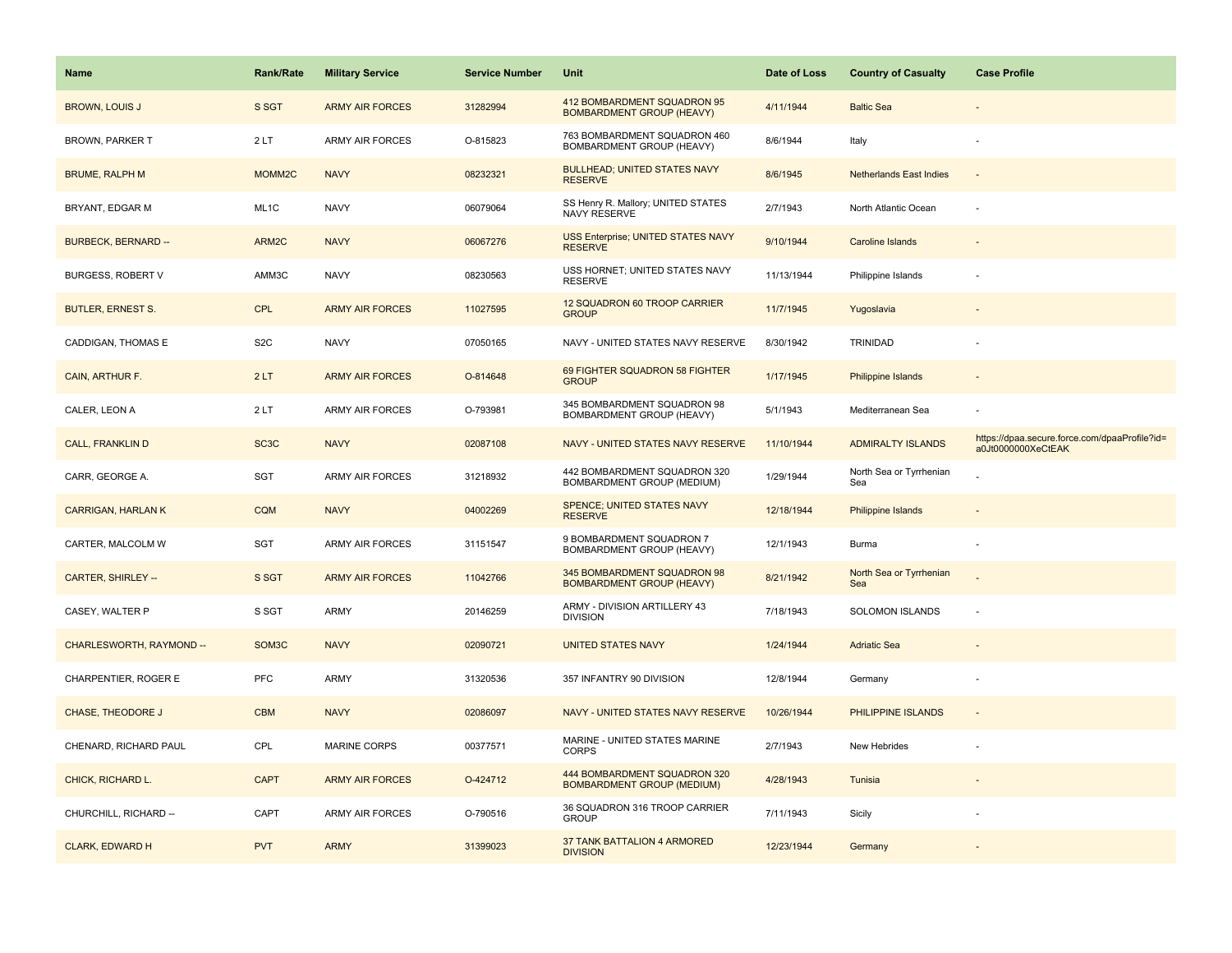| Name | Rank/Rate | Military Service | Service Number | Unit | Date of Loss | Country of Casualty | Case Profile |
| --- | --- | --- | --- | --- | --- | --- | --- |
| BROWN, LOUIS J | S SGT | ARMY AIR FORCES | 31282994 | 412 BOMBARDMENT SQUADRON 95 BOMBARDMENT GROUP (HEAVY) | 4/11/1944 | Baltic Sea | - |
| BROWN, PARKER T | 2 LT | ARMY AIR FORCES | O-815823 | 763 BOMBARDMENT SQUADRON 460 BOMBARDMENT GROUP (HEAVY) | 8/6/1944 | Italy | - |
| BRUME, RALPH M | MOMM2C | NAVY | 08232321 | BULLHEAD; UNITED STATES NAVY RESERVE | 8/6/1945 | Netherlands East Indies | - |
| BRYANT, EDGAR M | ML1C | NAVY | 06079064 | SS Henry R. Mallory; UNITED STATES NAVY RESERVE | 2/7/1943 | North Atlantic Ocean | - |
| BURBECK, BERNARD -- | ARM2C | NAVY | 06067276 | USS Enterprise; UNITED STATES NAVY RESERVE | 9/10/1944 | Caroline Islands | - |
| BURGESS, ROBERT V | AMM3C | NAVY | 08230563 | USS HORNET; UNITED STATES NAVY RESERVE | 11/13/1944 | Philippine Islands | - |
| BUTLER, ERNEST S. | CPL | ARMY AIR FORCES | 11027595 | 12 SQUADRON 60 TROOP CARRIER GROUP | 11/7/1945 | Yugoslavia | - |
| CADDIGAN, THOMAS E | S2C | NAVY | 07050165 | NAVY - UNITED STATES NAVY RESERVE | 8/30/1942 | TRINIDAD | - |
| CAIN, ARTHUR F. | 2 LT | ARMY AIR FORCES | O-814648 | 69 FIGHTER SQUADRON 58 FIGHTER GROUP | 1/17/1945 | Philippine Islands | - |
| CALER, LEON A | 2 LT | ARMY AIR FORCES | O-793981 | 345 BOMBARDMENT SQUADRON 98 BOMBARDMENT GROUP (HEAVY) | 5/1/1943 | Mediterranean Sea | - |
| CALL, FRANKLIN D | SC3C | NAVY | 02087108 | NAVY - UNITED STATES NAVY RESERVE | 11/10/1944 | ADMIRALTY ISLANDS | https://dpaa.secure.force.com/dpaaProfile?id=a0Jt0000000XeCtEAK |
| CARR, GEORGE A. | SGT | ARMY AIR FORCES | 31218932 | 442 BOMBARDMENT SQUADRON 320 BOMBARDMENT GROUP (MEDIUM) | 1/29/1944 | North Sea or Tyrrhenian Sea | - |
| CARRIGAN, HARLAN K | CQM | NAVY | 04002269 | SPENCE; UNITED STATES NAVY RESERVE | 12/18/1944 | Philippine Islands | - |
| CARTER, MALCOLM W | SGT | ARMY AIR FORCES | 31151547 | 9 BOMBARDMENT SQUADRON 7 BOMBARDMENT GROUP (HEAVY) | 12/1/1943 | Burma | - |
| CARTER, SHIRLEY -- | S SGT | ARMY AIR FORCES | 11042766 | 345 BOMBARDMENT SQUADRON 98 BOMBARDMENT GROUP (HEAVY) | 8/21/1942 | North Sea or Tyrrhenian Sea | - |
| CASEY, WALTER P | S SGT | ARMY | 20146259 | ARMY - DIVISION ARTILLERY 43 DIVISION | 7/18/1943 | SOLOMON ISLANDS | - |
| CHARLESWORTH, RAYMOND -- | SOM3C | NAVY | 02090721 | UNITED STATES NAVY | 1/24/1944 | Adriatic Sea | - |
| CHARPENTIER, ROGER E | PFC | ARMY | 31320536 | 357 INFANTRY 90 DIVISION | 12/8/1944 | Germany | - |
| CHASE, THEODORE J | CBM | NAVY | 02086097 | NAVY - UNITED STATES NAVY RESERVE | 10/26/1944 | PHILIPPINE ISLANDS | - |
| CHENARD, RICHARD PAUL | CPL | MARINE CORPS | 00377571 | MARINE - UNITED STATES MARINE CORPS | 2/7/1943 | New Hebrides | - |
| CHICK, RICHARD L. | CAPT | ARMY AIR FORCES | O-424712 | 444 BOMBARDMENT SQUADRON 320 BOMBARDMENT GROUP (MEDIUM) | 4/28/1943 | Tunisia | - |
| CHURCHILL, RICHARD -- | CAPT | ARMY AIR FORCES | O-790516 | 36 SQUADRON 316 TROOP CARRIER GROUP | 7/11/1943 | Sicily | - |
| CLARK, EDWARD H | PVT | ARMY | 31399023 | 37 TANK BATTALION 4 ARMORED DIVISION | 12/23/1944 | Germany | - |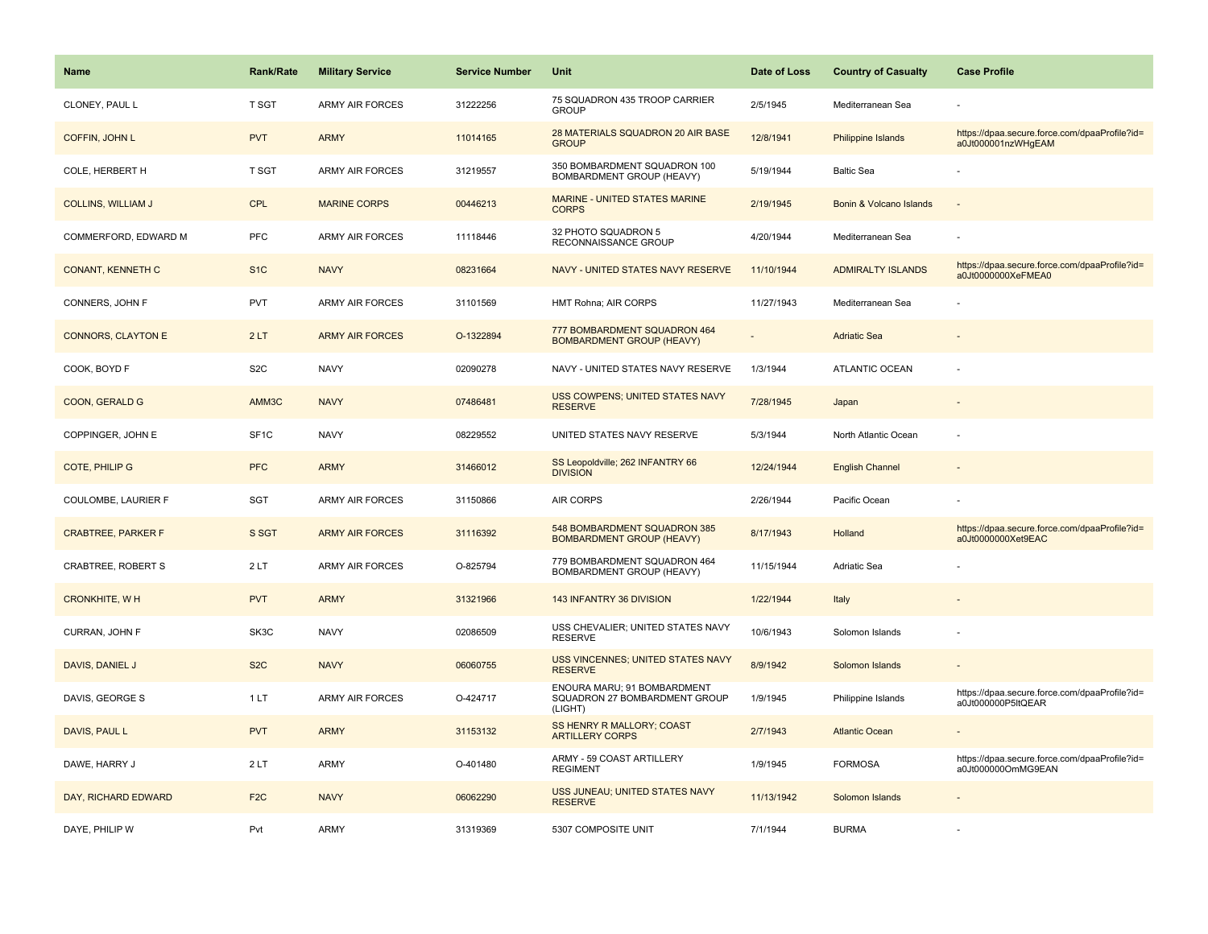| Name | Rank/Rate | Military Service | Service Number | Unit | Date of Loss | Country of Casualty | Case Profile |
|---|---|---|---|---|---|---|---|
| CLONEY, PAUL L | T SGT | ARMY AIR FORCES | 31222256 | 75 SQUADRON 435 TROOP CARRIER GROUP | 2/5/1945 | Mediterranean Sea | - |
| COFFIN, JOHN L | PVT | ARMY | 11014165 | 28 MATERIALS SQUADRON 20 AIR BASE GROUP | 12/8/1941 | Philippine Islands | https://dpaa.secure.force.com/dpaaProfile?id=a0Jt000001nzWHgEAM |
| COLE, HERBERT H | T SGT | ARMY AIR FORCES | 31219557 | 350 BOMBARDMENT SQUADRON 100 BOMBARDMENT GROUP (HEAVY) | 5/19/1944 | Baltic Sea | - |
| COLLINS, WILLIAM J | CPL | MARINE CORPS | 00446213 | MARINE - UNITED STATES MARINE CORPS | 2/19/1945 | Bonin & Volcano Islands | - |
| COMMERFORD, EDWARD M | PFC | ARMY AIR FORCES | 11118446 | 32 PHOTO SQUADRON 5 RECONNAISSANCE GROUP | 4/20/1944 | Mediterranean Sea | - |
| CONANT, KENNETH C | S1C | NAVY | 08231664 | NAVY - UNITED STATES NAVY RESERVE | 11/10/1944 | ADMIRALTY ISLANDS | https://dpaa.secure.force.com/dpaaProfile?id=a0Jt0000000XeFMEA0 |
| CONNERS, JOHN F | PVT | ARMY AIR FORCES | 31101569 | HMT Rohna; AIR CORPS | 11/27/1943 | Mediterranean Sea | - |
| CONNORS, CLAYTON E | 2 LT | ARMY AIR FORCES | O-1322894 | 777 BOMBARDMENT SQUADRON 464 BOMBARDMENT GROUP (HEAVY) | - | Adriatic Sea | - |
| COOK, BOYD F | S2C | NAVY | 02090278 | NAVY - UNITED STATES NAVY RESERVE | 1/3/1944 | ATLANTIC OCEAN | - |
| COON, GERALD G | AMM3C | NAVY | 07486481 | USS COWPENS; UNITED STATES NAVY RESERVE | 7/28/1945 | Japan | - |
| COPPINGER, JOHN E | SF1C | NAVY | 08229552 | UNITED STATES NAVY RESERVE | 5/3/1944 | North Atlantic Ocean | - |
| COTE, PHILIP G | PFC | ARMY | 31466012 | SS Leopoldville; 262 INFANTRY 66 DIVISION | 12/24/1944 | English Channel | - |
| COULOMBE, LAURIER F | SGT | ARMY AIR FORCES | 31150866 | AIR CORPS | 2/26/1944 | Pacific Ocean | - |
| CRABTREE, PARKER F | S SGT | ARMY AIR FORCES | 31116392 | 548 BOMBARDMENT SQUADRON 385 BOMBARDMENT GROUP (HEAVY) | 8/17/1943 | Holland | https://dpaa.secure.force.com/dpaaProfile?id=a0Jt0000000Xet9EAC |
| CRABTREE, ROBERT S | 2 LT | ARMY AIR FORCES | O-825794 | 779 BOMBARDMENT SQUADRON 464 BOMBARDMENT GROUP (HEAVY) | 11/15/1944 | Adriatic Sea | - |
| CRONKHITE, W H | PVT | ARMY | 31321966 | 143 INFANTRY 36 DIVISION | 1/22/1944 | Italy | - |
| CURRAN, JOHN F | SK3C | NAVY | 02086509 | USS CHEVALIER; UNITED STATES NAVY RESERVE | 10/6/1943 | Solomon Islands | - |
| DAVIS, DANIEL J | S2C | NAVY | 06060755 | USS VINCENNES; UNITED STATES NAVY RESERVE | 8/9/1942 | Solomon Islands | - |
| DAVIS, GEORGE S | 1 LT | ARMY AIR FORCES | O-424717 | ENOURA MARU; 91 BOMBARDMENT SQUADRON 27 BOMBARDMENT GROUP (LIGHT) | 1/9/1945 | Philippine Islands | https://dpaa.secure.force.com/dpaaProfile?id=a0Jt000000P5ltQEAR |
| DAVIS, PAUL L | PVT | ARMY | 31153132 | SS HENRY R MALLORY; COAST ARTILLERY CORPS | 2/7/1943 | Atlantic Ocean | - |
| DAWE, HARRY J | 2 LT | ARMY | O-401480 | ARMY - 59 COAST ARTILLERY REGIMENT | 1/9/1945 | FORMOSA | https://dpaa.secure.force.com/dpaaProfile?id=a0Jt000000OmMG9EAN |
| DAY, RICHARD EDWARD | F2C | NAVY | 06062290 | USS JUNEAU; UNITED STATES NAVY RESERVE | 11/13/1942 | Solomon Islands | - |
| DAYE, PHILIP W | Pvt | ARMY | 31319369 | 5307 COMPOSITE UNIT | 7/1/1944 | BURMA | - |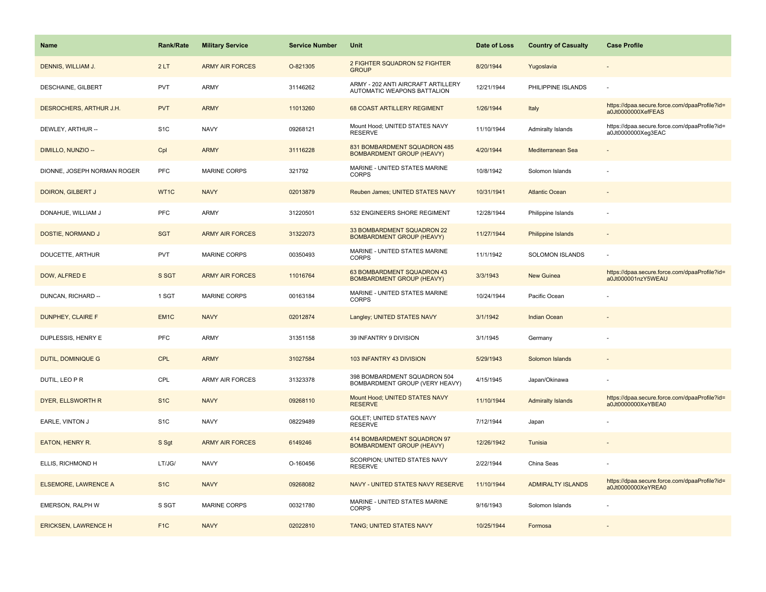| Name | Rank/Rate | Military Service | Service Number | Unit | Date of Loss | Country of Casualty | Case Profile |
|---|---|---|---|---|---|---|---|
| DENNIS, WILLIAM J. | 2 LT | ARMY AIR FORCES | O-821305 | 2 FIGHTER SQUADRON 52 FIGHTER GROUP | 8/20/1944 | Yugoslavia | - |
| DESCHAINE, GILBERT | PVT | ARMY | 31146262 | ARMY - 202 ANTI AIRCRAFT ARTILLERY AUTOMATIC WEAPONS BATTALION | 12/21/1944 | PHILIPPINE ISLANDS | - |
| DESROCHERS, ARTHUR J.H. | PVT | ARMY | 11013260 | 68 COAST ARTILLERY REGIMENT | 1/26/1944 | Italy | https://dpaa.secure.force.com/dpaaProfile?id=a0Jt0000000XefFEAS |
| DEWLEY, ARTHUR -- | S1C | NAVY | 09268121 | Mount Hood; UNITED STATES NAVY RESERVE | 11/10/1944 | Admiralty Islands | https://dpaa.secure.force.com/dpaaProfile?id=a0Jt0000000Xeg3EAC |
| DIMILLO, NUNZIO -- | Cpl | ARMY | 31116228 | 831 BOMBARDMENT SQUADRON 485 BOMBARDMENT GROUP (HEAVY) | 4/20/1944 | Mediterranean Sea | - |
| DIONNE, JOSEPH NORMAN ROGER | PFC | MARINE CORPS | 321792 | MARINE - UNITED STATES MARINE CORPS | 10/8/1942 | Solomon Islands | - |
| DOIRON, GILBERT J | WT1C | NAVY | 02013879 | Reuben James; UNITED STATES NAVY | 10/31/1941 | Atlantic Ocean | - |
| DONAHUE, WILLIAM J | PFC | ARMY | 31220501 | 532 ENGINEERS SHORE REGIMENT | 12/28/1944 | Philippine Islands | - |
| DOSTIE, NORMAND J | SGT | ARMY AIR FORCES | 31322073 | 33 BOMBARDMENT SQUADRON 22 BOMBARDMENT GROUP (HEAVY) | 11/27/1944 | Philippine Islands | - |
| DOUCETTE, ARTHUR | PVT | MARINE CORPS | 00350493 | MARINE - UNITED STATES MARINE CORPS | 11/1/1942 | SOLOMON ISLANDS | - |
| DOW, ALFRED E | S SGT | ARMY AIR FORCES | 11016764 | 63 BOMBARDMENT SQUADRON 43 BOMBARDMENT GROUP (HEAVY) | 3/3/1943 | New Guinea | https://dpaa.secure.force.com/dpaaProfile?id=a0Jt000001nzY5WEAU |
| DUNCAN, RICHARD -- | 1 SGT | MARINE CORPS | 00163184 | MARINE - UNITED STATES MARINE CORPS | 10/24/1944 | Pacific Ocean | - |
| DUNPHEY, CLAIRE F | EM1C | NAVY | 02012874 | Langley; UNITED STATES NAVY | 3/1/1942 | Indian Ocean | - |
| DUPLESSIS, HENRY E | PFC | ARMY | 31351158 | 39 INFANTRY 9 DIVISION | 3/1/1945 | Germany | - |
| DUTIL, DOMINIQUE G | CPL | ARMY | 31027584 | 103 INFANTRY 43 DIVISION | 5/29/1943 | Solomon Islands | - |
| DUTIL, LEO P R | CPL | ARMY AIR FORCES | 31323378 | 398 BOMBARDMENT SQUADRON 504 BOMBARDMENT GROUP (VERY HEAVY) | 4/15/1945 | Japan/Okinawa | - |
| DYER, ELLSWORTH R | S1C | NAVY | 09268110 | Mount Hood; UNITED STATES NAVY RESERVE | 11/10/1944 | Admiralty Islands | https://dpaa.secure.force.com/dpaaProfile?id=a0Jt0000000XeYBEA0 |
| EARLE, VINTON J | S1C | NAVY | 08229489 | GOLET; UNITED STATES NAVY RESERVE | 7/12/1944 | Japan | - |
| EATON, HENRY R. | S Sgt | ARMY AIR FORCES | 6149246 | 414 BOMBARDMENT SQUADRON 97 BOMBARDMENT GROUP (HEAVY) | 12/26/1942 | Tunisia | - |
| ELLIS, RICHMOND H | LT/JG/ | NAVY | O-160456 | SCORPION; UNITED STATES NAVY RESERVE | 2/22/1944 | China Seas | - |
| ELSEMORE, LAWRENCE A | S1C | NAVY | 09268082 | NAVY - UNITED STATES NAVY RESERVE | 11/10/1944 | ADMIRALTY ISLANDS | https://dpaa.secure.force.com/dpaaProfile?id=a0Jt0000000XeYREA0 |
| EMERSON, RALPH W | S SGT | MARINE CORPS | 00321780 | MARINE - UNITED STATES MARINE CORPS | 9/16/1943 | Solomon Islands | - |
| ERICKSEN, LAWRENCE H | F1C | NAVY | 02022810 | TANG; UNITED STATES NAVY | 10/25/1944 | Formosa | - |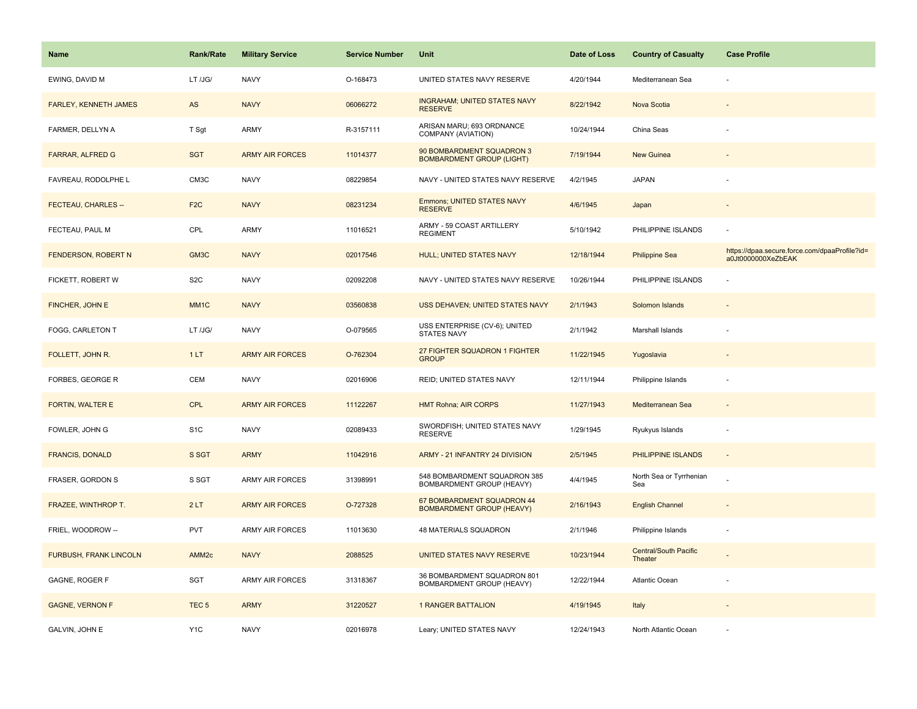| Name | Rank/Rate | Military Service | Service Number | Unit | Date of Loss | Country of Casualty | Case Profile |
|---|---|---|---|---|---|---|---|
| EWING, DAVID M | LT /JG/ | NAVY | O-168473 | UNITED STATES NAVY RESERVE | 4/20/1944 | Mediterranean Sea | - |
| FARLEY, KENNETH JAMES | AS | NAVY | 06066272 | INGRAHAM; UNITED STATES NAVY RESERVE | 8/22/1942 | Nova Scotia | - |
| FARMER, DELLYN A | T Sgt | ARMY | R-3157111 | ARISAN MARU; 693 ORDNANCE COMPANY (AVIATION) | 10/24/1944 | China Seas | - |
| FARRAR, ALFRED G | SGT | ARMY AIR FORCES | 11014377 | 90 BOMBARDMENT SQUADRON 3 BOMBARDMENT GROUP (LIGHT) | 7/19/1944 | New Guinea | - |
| FAVREAU, RODOLPHE L | CM3C | NAVY | 08229854 | NAVY - UNITED STATES NAVY RESERVE | 4/2/1945 | JAPAN | - |
| FECTEAU, CHARLES -- | F2C | NAVY | 08231234 | Emmons; UNITED STATES NAVY RESERVE | 4/6/1945 | Japan | - |
| FECTEAU, PAUL M | CPL | ARMY | 11016521 | ARMY - 59 COAST ARTILLERY REGIMENT | 5/10/1942 | PHILIPPINE ISLANDS | - |
| FENDERSON, ROBERT N | GM3C | NAVY | 02017546 | HULL; UNITED STATES NAVY | 12/18/1944 | Philippine Sea | https://dpaa.secure.force.com/dpaaProfile?id=a0Jt0000000XeZbEAK |
| FICKETT, ROBERT W | S2C | NAVY | 02092208 | NAVY - UNITED STATES NAVY RESERVE | 10/26/1944 | PHILIPPINE ISLANDS | - |
| FINCHER, JOHN E | MM1C | NAVY | 03560838 | USS DEHAVEN; UNITED STATES NAVY | 2/1/1943 | Solomon Islands | - |
| FOGG, CARLETON T | LT /JG/ | NAVY | O-079565 | USS ENTERPRISE (CV-6); UNITED STATES NAVY | 2/1/1942 | Marshall Islands | - |
| FOLLETT, JOHN R. | 1 LT | ARMY AIR FORCES | O-762304 | 27 FIGHTER SQUADRON 1 FIGHTER GROUP | 11/22/1945 | Yugoslavia | - |
| FORBES, GEORGE R | CEM | NAVY | 02016906 | REID; UNITED STATES NAVY | 12/11/1944 | Philippine Islands | - |
| FORTIN, WALTER E | CPL | ARMY AIR FORCES | 11122267 | HMT Rohna; AIR CORPS | 11/27/1943 | Mediterranean Sea | - |
| FOWLER, JOHN G | S1C | NAVY | 02089433 | SWORDFISH; UNITED STATES NAVY RESERVE | 1/29/1945 | Ryukyus Islands | - |
| FRANCIS, DONALD | S SGT | ARMY | 11042916 | ARMY - 21 INFANTRY 24 DIVISION | 2/5/1945 | PHILIPPINE ISLANDS | - |
| FRASER, GORDON S | S SGT | ARMY AIR FORCES | 31398991 | 548 BOMBARDMENT SQUADRON 385 BOMBARDMENT GROUP (HEAVY) | 4/4/1945 | North Sea or Tyrrhenian Sea | - |
| FRAZEE, WINTHROP T. | 2 LT | ARMY AIR FORCES | O-727328 | 67 BOMBARDMENT SQUADRON 44 BOMBARDMENT GROUP (HEAVY) | 2/16/1943 | English Channel | - |
| FRIEL, WOODROW -- | PVT | ARMY AIR FORCES | 11013630 | 48 MATERIALS SQUADRON | 2/1/1946 | Philippine Islands | - |
| FURBUSH, FRANK LINCOLN | AMM2c | NAVY | 2088525 | UNITED STATES NAVY RESERVE | 10/23/1944 | Central/South Pacific Theater | - |
| GAGNE, ROGER F | SGT | ARMY AIR FORCES | 31318367 | 36 BOMBARDMENT SQUADRON 801 BOMBARDMENT GROUP (HEAVY) | 12/22/1944 | Atlantic Ocean | - |
| GAGNE, VERNON F | TEC 5 | ARMY | 31220527 | 1 RANGER BATTALION | 4/19/1945 | Italy | - |
| GALVIN, JOHN E | Y1C | NAVY | 02016978 | Leary; UNITED STATES NAVY | 12/24/1943 | North Atlantic Ocean | - |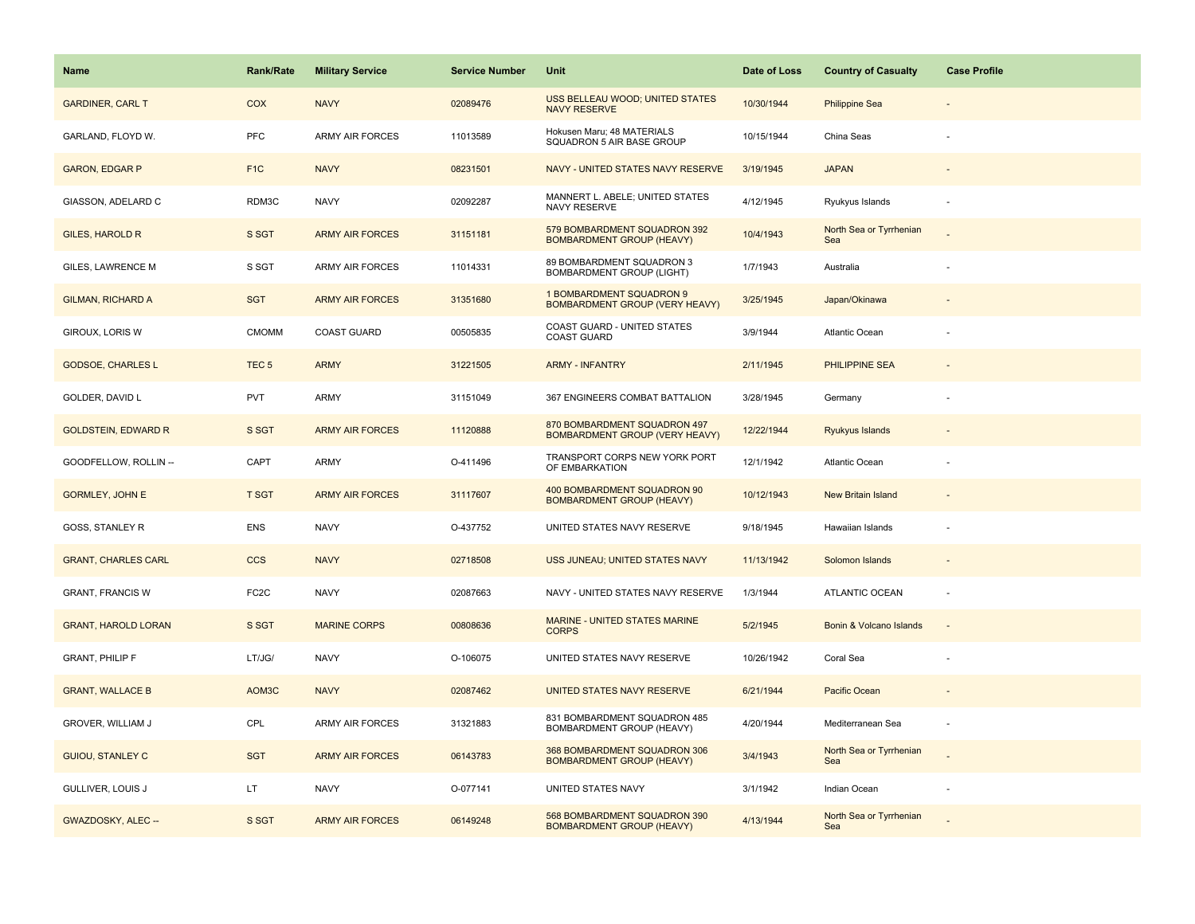| Name | Rank/Rate | Military Service | Service Number | Unit | Date of Loss | Country of Casualty | Case Profile |
|---|---|---|---|---|---|---|---|
| GARDINER, CARL T | COX | NAVY | 02089476 | USS BELLEAU WOOD; UNITED STATES NAVY RESERVE | 10/30/1944 | Philippine Sea | - |
| GARLAND, FLOYD W. | PFC | ARMY AIR FORCES | 11013589 | Hokusen Maru; 48 MATERIALS SQUADRON 5 AIR BASE GROUP | 10/15/1944 | China Seas | - |
| GARON, EDGAR P | F1C | NAVY | 08231501 | NAVY - UNITED STATES NAVY RESERVE | 3/19/1945 | JAPAN | - |
| GIASSON, ADELARD C | RDM3C | NAVY | 02092287 | MANNERT L. ABELE; UNITED STATES NAVY RESERVE | 4/12/1945 | Ryukyus Islands | - |
| GILES, HAROLD R | S SGT | ARMY AIR FORCES | 31151181 | 579 BOMBARDMENT SQUADRON 392 BOMBARDMENT GROUP (HEAVY) | 10/4/1943 | North Sea or Tyrrhenian Sea | - |
| GILES, LAWRENCE M | S SGT | ARMY AIR FORCES | 11014331 | 89 BOMBARDMENT SQUADRON 3 BOMBARDMENT GROUP (LIGHT) | 1/7/1943 | Australia | - |
| GILMAN, RICHARD A | SGT | ARMY AIR FORCES | 31351680 | 1 BOMBARDMENT SQUADRON 9 BOMBARDMENT GROUP (VERY HEAVY) | 3/25/1945 | Japan/Okinawa | - |
| GIROUX, LORIS W | CMOMM | COAST GUARD | 00505835 | COAST GUARD - UNITED STATES COAST GUARD | 3/9/1944 | Atlantic Ocean | - |
| GODSOE, CHARLES L | TEC 5 | ARMY | 31221505 | ARMY - INFANTRY | 2/11/1945 | PHILIPPINE SEA | - |
| GOLDER, DAVID L | PVT | ARMY | 31151049 | 367 ENGINEERS COMBAT BATTALION | 3/28/1945 | Germany | - |
| GOLDSTEIN, EDWARD R | S SGT | ARMY AIR FORCES | 11120888 | 870 BOMBARDMENT SQUADRON 497 BOMBARDMENT GROUP (VERY HEAVY) | 12/22/1944 | Ryukyus Islands | - |
| GOODFELLOW, ROLLIN -- | CAPT | ARMY | O-411496 | TRANSPORT CORPS NEW YORK PORT OF EMBARKATION | 12/1/1942 | Atlantic Ocean | - |
| GORMLEY, JOHN E | T SGT | ARMY AIR FORCES | 31117607 | 400 BOMBARDMENT SQUADRON 90 BOMBARDMENT GROUP (HEAVY) | 10/12/1943 | New Britain Island | - |
| GOSS, STANLEY R | ENS | NAVY | O-437752 | UNITED STATES NAVY RESERVE | 9/18/1945 | Hawaiian Islands | - |
| GRANT, CHARLES CARL | CCS | NAVY | 02718508 | USS JUNEAU; UNITED STATES NAVY | 11/13/1942 | Solomon Islands | - |
| GRANT, FRANCIS W | FC2C | NAVY | 02087663 | NAVY - UNITED STATES NAVY RESERVE | 1/3/1944 | ATLANTIC OCEAN | - |
| GRANT, HAROLD LORAN | S SGT | MARINE CORPS | 00808636 | MARINE - UNITED STATES MARINE CORPS | 5/2/1945 | Bonin & Volcano Islands | - |
| GRANT, PHILIP F | LT/JG/ | NAVY | O-106075 | UNITED STATES NAVY RESERVE | 10/26/1942 | Coral Sea | - |
| GRANT, WALLACE B | AOM3C | NAVY | 02087462 | UNITED STATES NAVY RESERVE | 6/21/1944 | Pacific Ocean | - |
| GROVER, WILLIAM J | CPL | ARMY AIR FORCES | 31321883 | 831 BOMBARDMENT SQUADRON 485 BOMBARDMENT GROUP (HEAVY) | 4/20/1944 | Mediterranean Sea | - |
| GUIOU, STANLEY C | SGT | ARMY AIR FORCES | 06143783 | 368 BOMBARDMENT SQUADRON 306 BOMBARDMENT GROUP (HEAVY) | 3/4/1943 | North Sea or Tyrrhenian Sea | - |
| GULLIVER, LOUIS J | LT | NAVY | O-077141 | UNITED STATES NAVY | 3/1/1942 | Indian Ocean | - |
| GWAZDOSKY, ALEC -- | S SGT | ARMY AIR FORCES | 06149248 | 568 BOMBARDMENT SQUADRON 390 BOMBARDMENT GROUP (HEAVY) | 4/13/1944 | North Sea or Tyrrhenian Sea | - |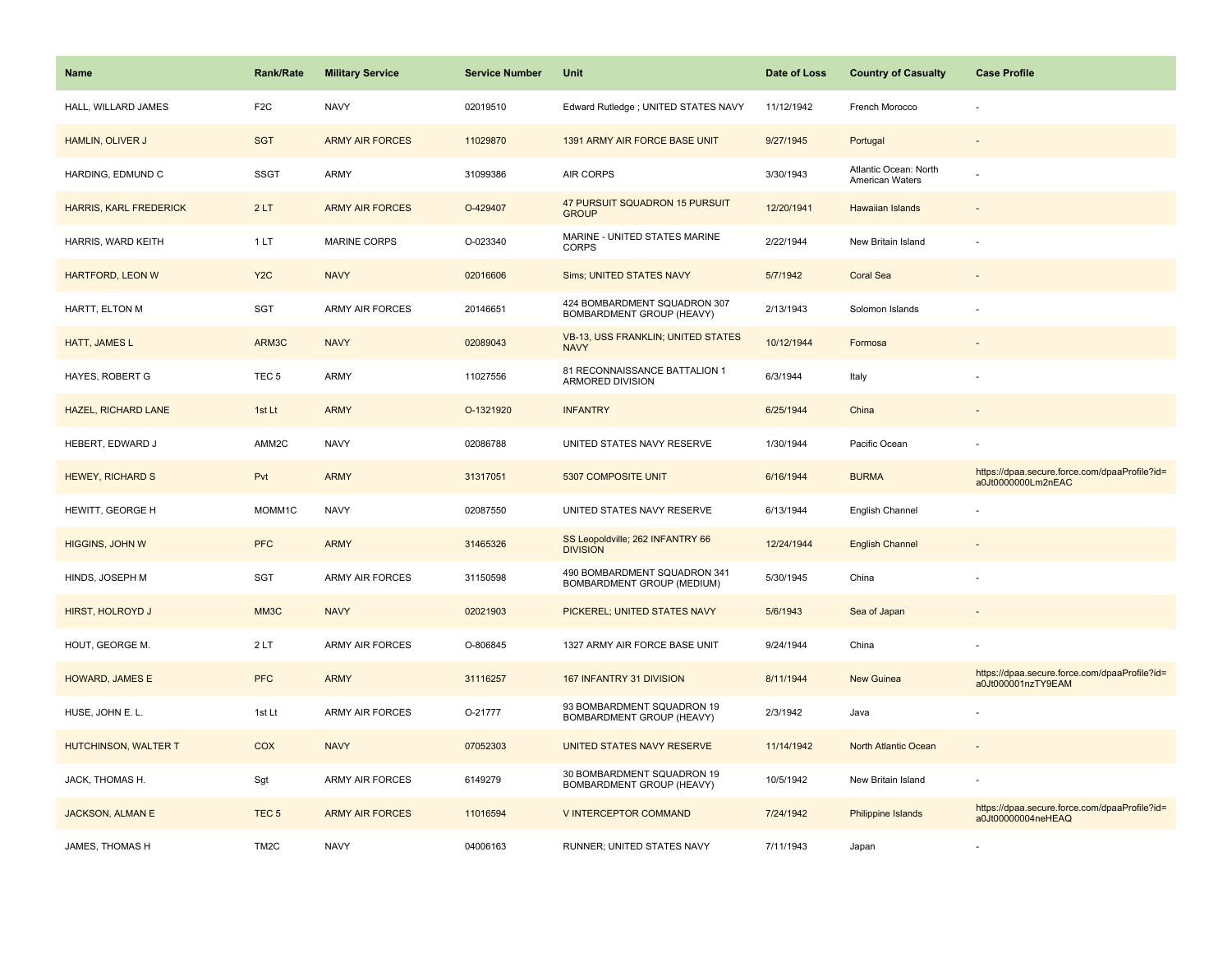| Name | Rank/Rate | Military Service | Service Number | Unit | Date of Loss | Country of Casualty | Case Profile |
| --- | --- | --- | --- | --- | --- | --- | --- |
| HALL, WILLARD JAMES | F2C | NAVY | 02019510 | Edward Rutledge ; UNITED STATES NAVY | 11/12/1942 | French Morocco | - |
| HAMLIN, OLIVER J | SGT | ARMY AIR FORCES | 11029870 | 1391 ARMY AIR FORCE BASE UNIT | 9/27/1945 | Portugal | - |
| HARDING, EDMUND C | SSGT | ARMY | 31099386 | AIR CORPS | 3/30/1943 | Atlantic Ocean: North American Waters | - |
| HARRIS, KARL FREDERICK | 2 LT | ARMY AIR FORCES | O-429407 | 47 PURSUIT SQUADRON 15 PURSUIT GROUP | 12/20/1941 | Hawaiian Islands | - |
| HARRIS, WARD KEITH | 1 LT | MARINE CORPS | O-023340 | MARINE - UNITED STATES MARINE CORPS | 2/22/1944 | New Britain Island | - |
| HARTFORD, LEON W | Y2C | NAVY | 02016606 | Sims; UNITED STATES NAVY | 5/7/1942 | Coral Sea | - |
| HARTT, ELTON M | SGT | ARMY AIR FORCES | 20146651 | 424 BOMBARDMENT SQUADRON 307 BOMBARDMENT GROUP (HEAVY) | 2/13/1943 | Solomon Islands | - |
| HATT, JAMES L | ARM3C | NAVY | 02089043 | VB-13, USS FRANKLIN; UNITED STATES NAVY | 10/12/1944 | Formosa | - |
| HAYES, ROBERT G | TEC 5 | ARMY | 11027556 | 81 RECONNAISSANCE BATTALION 1 ARMORED DIVISION | 6/3/1944 | Italy | - |
| HAZEL, RICHARD LANE | 1st Lt | ARMY | O-1321920 | INFANTRY | 6/25/1944 | China | - |
| HEBERT, EDWARD J | AMM2C | NAVY | 02086788 | UNITED STATES NAVY RESERVE | 1/30/1944 | Pacific Ocean | - |
| HEWEY, RICHARD S | Pvt | ARMY | 31317051 | 5307 COMPOSITE UNIT | 6/16/1944 | BURMA | https://dpaa.secure.force.com/dpaaProfile?id=a0Jt0000000Lm2nEAC |
| HEWITT, GEORGE H | MOMM1C | NAVY | 02087550 | UNITED STATES NAVY RESERVE | 6/13/1944 | English Channel | - |
| HIGGINS, JOHN W | PFC | ARMY | 31465326 | SS Leopoldville; 262 INFANTRY 66 DIVISION | 12/24/1944 | English Channel | - |
| HINDS, JOSEPH M | SGT | ARMY AIR FORCES | 31150598 | 490 BOMBARDMENT SQUADRON 341 BOMBARDMENT GROUP (MEDIUM) | 5/30/1945 | China | - |
| HIRST, HOLROYD J | MM3C | NAVY | 02021903 | PICKEREL; UNITED STATES NAVY | 5/6/1943 | Sea of Japan | - |
| HOUT, GEORGE M. | 2 LT | ARMY AIR FORCES | O-806845 | 1327 ARMY AIR FORCE BASE UNIT | 9/24/1944 | China | - |
| HOWARD, JAMES E | PFC | ARMY | 31116257 | 167 INFANTRY 31 DIVISION | 8/11/1944 | New Guinea | https://dpaa.secure.force.com/dpaaProfile?id=a0Jt000001nzTY9EAM |
| HUSE, JOHN E. L. | 1st Lt | ARMY AIR FORCES | O-21777 | 93 BOMBARDMENT SQUADRON 19 BOMBARDMENT GROUP (HEAVY) | 2/3/1942 | Java | - |
| HUTCHINSON, WALTER T | COX | NAVY | 07052303 | UNITED STATES NAVY RESERVE | 11/14/1942 | North Atlantic Ocean | - |
| JACK, THOMAS H. | Sgt | ARMY AIR FORCES | 6149279 | 30 BOMBARDMENT SQUADRON 19 BOMBARDMENT GROUP (HEAVY) | 10/5/1942 | New Britain Island | - |
| JACKSON, ALMAN E | TEC 5 | ARMY AIR FORCES | 11016594 | V INTERCEPTOR COMMAND | 7/24/1942 | Philippine Islands | https://dpaa.secure.force.com/dpaaProfile?id=a0Jt00000004neHEAQ |
| JAMES, THOMAS H | TM2C | NAVY | 04006163 | RUNNER; UNITED STATES NAVY | 7/11/1943 | Japan | - |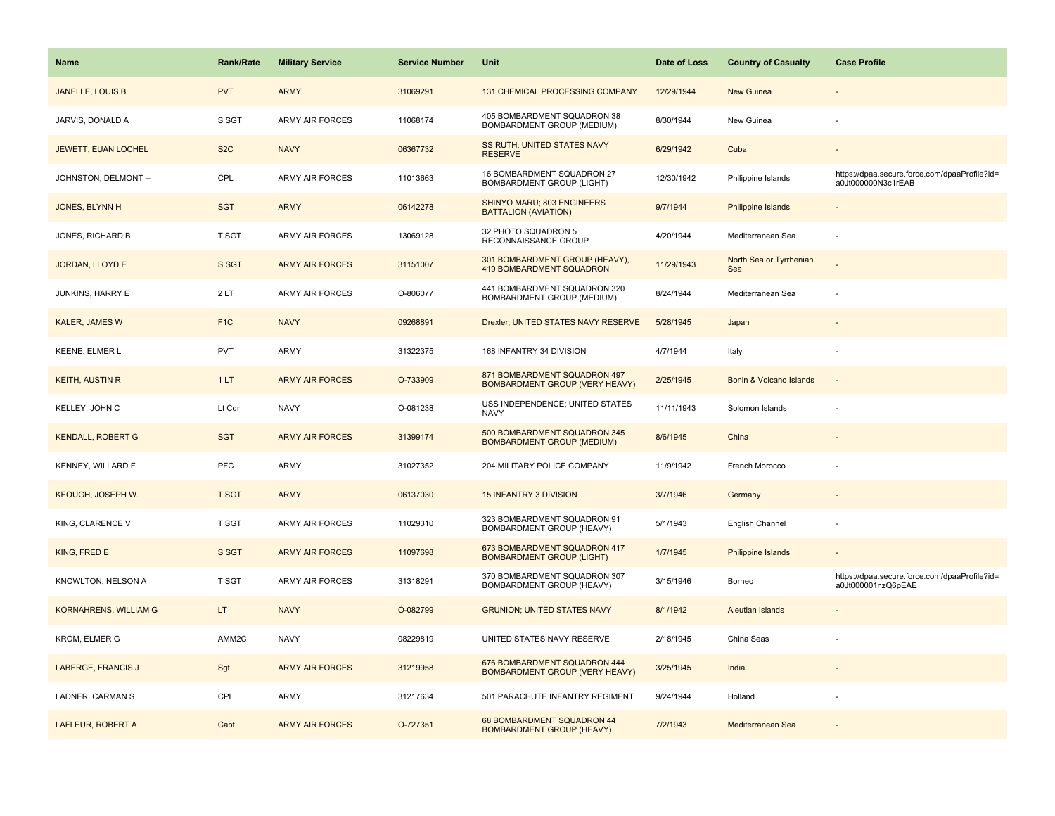| Name | Rank/Rate | Military Service | Service Number | Unit | Date of Loss | Country of Casualty | Case Profile |
|---|---|---|---|---|---|---|---|
| JANELLE, LOUIS B | PVT | ARMY | 31069291 | 131 CHEMICAL PROCESSING COMPANY | 12/29/1944 | New Guinea | - |
| JARVIS, DONALD A | S SGT | ARMY AIR FORCES | 11068174 | 405 BOMBARDMENT SQUADRON 38 BOMBARDMENT GROUP (MEDIUM) | 8/30/1944 | New Guinea | - |
| JEWETT, EUAN LOCHEL | S2C | NAVY | 06367732 | SS RUTH; UNITED STATES NAVY RESERVE | 6/29/1942 | Cuba | - |
| JOHNSTON, DELMONT -- | CPL | ARMY AIR FORCES | 11013663 | 16 BOMBARDMENT SQUADRON 27 BOMBARDMENT GROUP (LIGHT) | 12/30/1942 | Philippine Islands | https://dpaa.secure.force.com/dpaaProfile?id=a0Jt000000N3c1rEAB |
| JONES, BLYNN H | SGT | ARMY | 06142278 | SHINYO MARU; 803 ENGINEERS BATTALION (AVIATION) | 9/7/1944 | Philippine Islands | - |
| JONES, RICHARD B | T SGT | ARMY AIR FORCES | 13069128 | 32 PHOTO SQUADRON 5 RECONNAISSANCE GROUP | 4/20/1944 | Mediterranean Sea | - |
| JORDAN, LLOYD E | S SGT | ARMY AIR FORCES | 31151007 | 301 BOMBARDMENT GROUP (HEAVY), 419 BOMBARDMENT SQUADRON | 11/29/1943 | North Sea or Tyrrhenian Sea | - |
| JUNKINS, HARRY E | 2 LT | ARMY AIR FORCES | O-806077 | 441 BOMBARDMENT SQUADRON 320 BOMBARDMENT GROUP (MEDIUM) | 8/24/1944 | Mediterranean Sea | - |
| KALER, JAMES W | F1C | NAVY | 09268891 | Drexler; UNITED STATES NAVY RESERVE | 5/28/1945 | Japan | - |
| KEENE, ELMER L | PVT | ARMY | 31322375 | 168 INFANTRY 34 DIVISION | 4/7/1944 | Italy | - |
| KEITH, AUSTIN R | 1 LT | ARMY AIR FORCES | O-733909 | 871 BOMBARDMENT SQUADRON 497 BOMBARDMENT GROUP (VERY HEAVY) | 2/25/1945 | Bonin & Volcano Islands | - |
| KELLEY, JOHN C | Lt Cdr | NAVY | O-081238 | USS INDEPENDENCE; UNITED STATES NAVY | 11/11/1943 | Solomon Islands | - |
| KENDALL, ROBERT G | SGT | ARMY AIR FORCES | 31399174 | 500 BOMBARDMENT SQUADRON 345 BOMBARDMENT GROUP (MEDIUM) | 8/6/1945 | China | - |
| KENNEY, WILLARD F | PFC | ARMY | 31027352 | 204 MILITARY POLICE COMPANY | 11/9/1942 | French Morocco | - |
| KEOUGH, JOSEPH W. | T SGT | ARMY | 06137030 | 15 INFANTRY 3 DIVISION | 3/7/1946 | Germany | - |
| KING, CLARENCE V | T SGT | ARMY AIR FORCES | 11029310 | 323 BOMBARDMENT SQUADRON 91 BOMBARDMENT GROUP (HEAVY) | 5/1/1943 | English Channel | - |
| KING, FRED E | S SGT | ARMY AIR FORCES | 11097698 | 673 BOMBARDMENT SQUADRON 417 BOMBARDMENT GROUP (LIGHT) | 1/7/1945 | Philippine Islands | - |
| KNOWLTON, NELSON A | T SGT | ARMY AIR FORCES | 31318291 | 370 BOMBARDMENT SQUADRON 307 BOMBARDMENT GROUP (HEAVY) | 3/15/1946 | Borneo | https://dpaa.secure.force.com/dpaaProfile?id=a0Jt000001nzQ6pEAE |
| KORNAHRENS, WILLIAM G | LT | NAVY | O-082799 | GRUNION; UNITED STATES NAVY | 8/1/1942 | Aleutian Islands | - |
| KROM, ELMER G | AMM2C | NAVY | 08229819 | UNITED STATES NAVY RESERVE | 2/18/1945 | China Seas | - |
| LABERGE, FRANCIS J | Sgt | ARMY AIR FORCES | 31219958 | 676 BOMBARDMENT SQUADRON 444 BOMBARDMENT GROUP (VERY HEAVY) | 3/25/1945 | India | - |
| LADNER, CARMAN S | CPL | ARMY | 31217634 | 501 PARACHUTE INFANTRY REGIMENT | 9/24/1944 | Holland | - |
| LAFLEUR, ROBERT A | Capt | ARMY AIR FORCES | O-727351 | 68 BOMBARDMENT SQUADRON 44 BOMBARDMENT GROUP (HEAVY) | 7/2/1943 | Mediterranean Sea | - |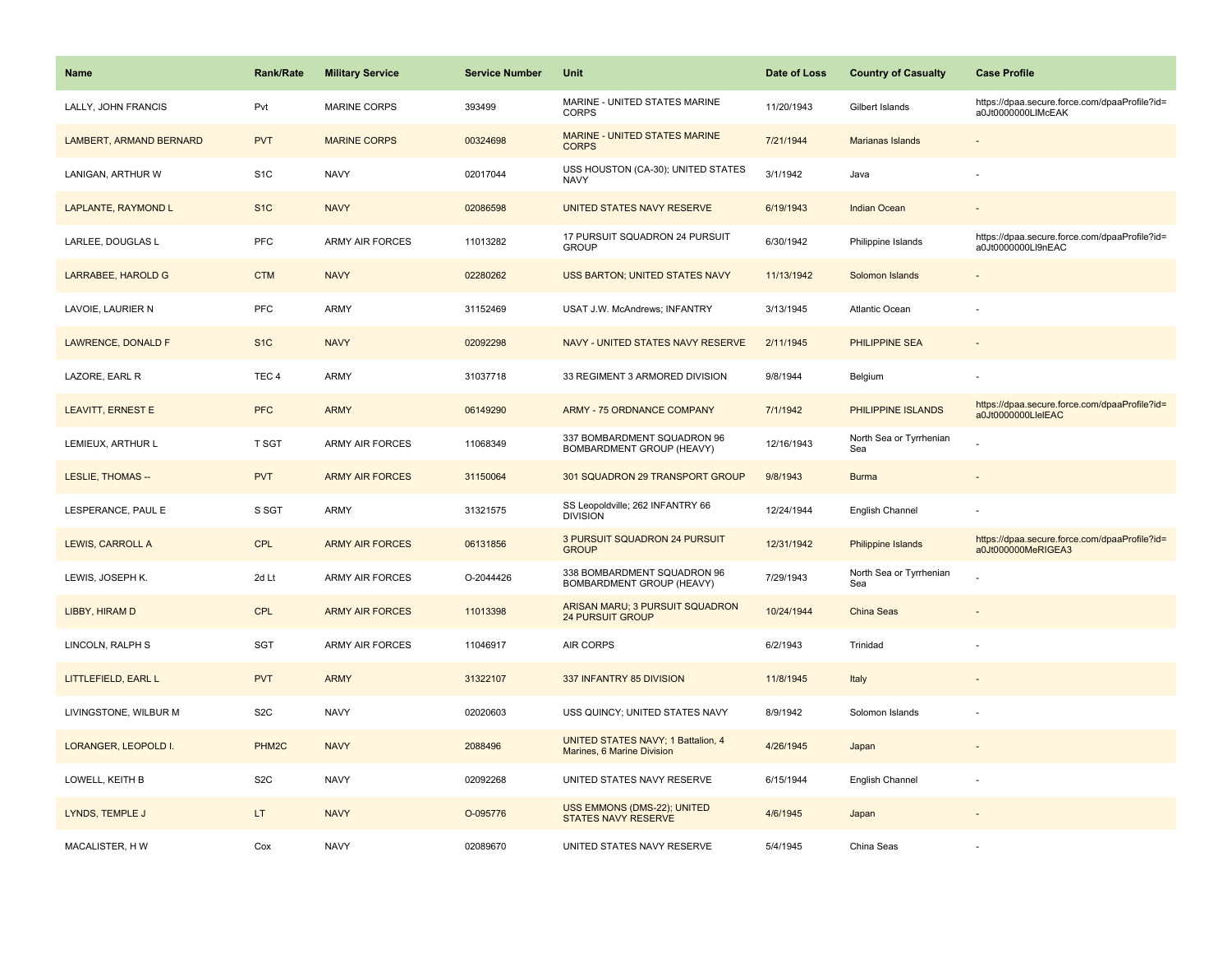| Name | Rank/Rate | Military Service | Service Number | Unit | Date of Loss | Country of Casualty | Case Profile |
|---|---|---|---|---|---|---|---|
| LALLY, JOHN FRANCIS | Pvt | MARINE CORPS | 393499 | MARINE - UNITED STATES MARINE CORPS | 11/20/1943 | Gilbert Islands | https://dpaa.secure.force.com/dpaaProfile?id=a0Jt0000000LlMcEAK |
| LAMBERT, ARMAND BERNARD | PVT | MARINE CORPS | 00324698 | MARINE - UNITED STATES MARINE CORPS | 7/21/1944 | Marianas Islands | - |
| LANIGAN, ARTHUR W | S1C | NAVY | 02017044 | USS HOUSTON (CA-30); UNITED STATES NAVY | 3/1/1942 | Java | - |
| LAPLANTE, RAYMOND L | S1C | NAVY | 02086598 | UNITED STATES NAVY RESERVE | 6/19/1943 | Indian Ocean | - |
| LARLEE, DOUGLAS L | PFC | ARMY AIR FORCES | 11013282 | 17 PURSUIT SQUADRON 24 PURSUIT GROUP | 6/30/1942 | Philippine Islands | https://dpaa.secure.force.com/dpaaProfile?id=a0Jt0000000Ll9nEAC |
| LARRABEE, HAROLD G | CTM | NAVY | 02280262 | USS BARTON; UNITED STATES NAVY | 11/13/1942 | Solomon Islands | - |
| LAVOIE, LAURIER N | PFC | ARMY | 31152469 | USAT J.W. McAndrews; INFANTRY | 3/13/1945 | Atlantic Ocean | - |
| LAWRENCE, DONALD F | S1C | NAVY | 02092298 | NAVY - UNITED STATES NAVY RESERVE | 2/11/1945 | PHILIPPINE SEA | - |
| LAZORE, EARL R | TEC 4 | ARMY | 31037718 | 33 REGIMENT 3 ARMORED DIVISION | 9/8/1944 | Belgium | - |
| LEAVITT, ERNEST E | PFC | ARMY | 06149290 | ARMY - 75 ORDNANCE COMPANY | 7/1/1942 | PHILIPPINE ISLANDS | https://dpaa.secure.force.com/dpaaProfile?id=a0Jt0000000LlelEAC |
| LEMIEUX, ARTHUR L | T SGT | ARMY AIR FORCES | 11068349 | 337 BOMBARDMENT SQUADRON 96 BOMBARDMENT GROUP (HEAVY) | 12/16/1943 | North Sea or Tyrrhenian Sea | - |
| LESLIE, THOMAS -- | PVT | ARMY AIR FORCES | 31150064 | 301 SQUADRON 29 TRANSPORT GROUP | 9/8/1943 | Burma | - |
| LESPERANCE, PAUL E | S SGT | ARMY | 31321575 | SS Leopoldville; 262 INFANTRY 66 DIVISION | 12/24/1944 | English Channel | - |
| LEWIS, CARROLL A | CPL | ARMY AIR FORCES | 06131856 | 3 PURSUIT SQUADRON 24 PURSUIT GROUP | 12/31/1942 | Philippine Islands | https://dpaa.secure.force.com/dpaaProfile?id=a0Jt000000MeRIGEA3 |
| LEWIS, JOSEPH K. | 2d Lt | ARMY AIR FORCES | O-2044426 | 338 BOMBARDMENT SQUADRON 96 BOMBARDMENT GROUP (HEAVY) | 7/29/1943 | North Sea or Tyrrhenian Sea | - |
| LIBBY, HIRAM D | CPL | ARMY AIR FORCES | 11013398 | ARISAN MARU; 3 PURSUIT SQUADRON 24 PURSUIT GROUP | 10/24/1944 | China Seas | - |
| LINCOLN, RALPH S | SGT | ARMY AIR FORCES | 11046917 | AIR CORPS | 6/2/1943 | Trinidad | - |
| LITTLEFIELD, EARL L | PVT | ARMY | 31322107 | 337 INFANTRY 85 DIVISION | 11/8/1945 | Italy | - |
| LIVINGSTONE, WILBUR M | S2C | NAVY | 02020603 | USS QUINCY; UNITED STATES NAVY | 8/9/1942 | Solomon Islands | - |
| LORANGER, LEOPOLD I. | PHM2C | NAVY | 2088496 | UNITED STATES NAVY; 1 Battalion, 4 Marines, 6 Marine Division | 4/26/1945 | Japan | - |
| LOWELL, KEITH B | S2C | NAVY | 02092268 | UNITED STATES NAVY RESERVE | 6/15/1944 | English Channel | - |
| LYNDS, TEMPLE J | LT | NAVY | O-095776 | USS EMMONS (DMS-22); UNITED STATES NAVY RESERVE | 4/6/1945 | Japan | - |
| MACALISTER, H W | Cox | NAVY | 02089670 | UNITED STATES NAVY RESERVE | 5/4/1945 | China Seas | - |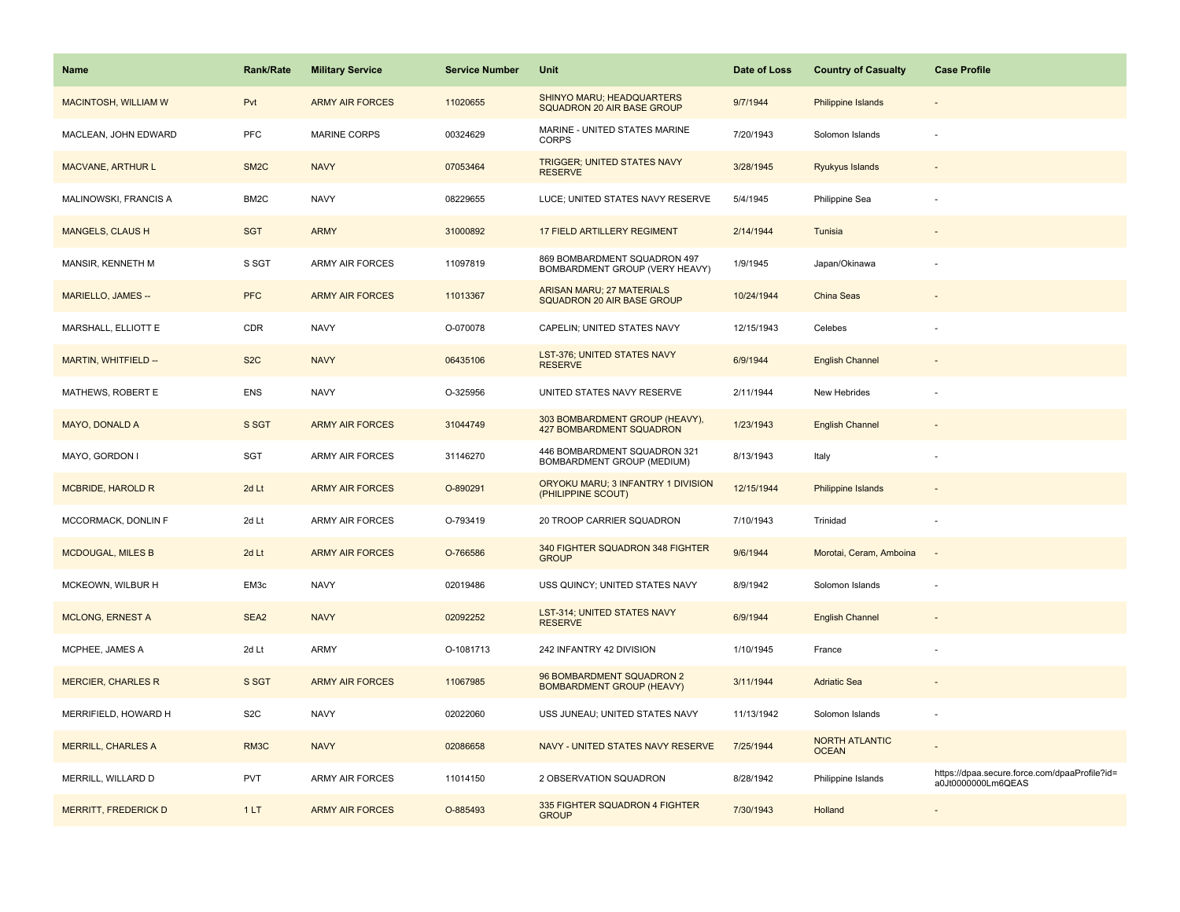| Name | Rank/Rate | Military Service | Service Number | Unit | Date of Loss | Country of Casualty | Case Profile |
|---|---|---|---|---|---|---|---|
| MACINTOSH, WILLIAM W | Pvt | ARMY AIR FORCES | 11020655 | SHINYO MARU; HEADQUARTERS SQUADRON 20 AIR BASE GROUP | 9/7/1944 | Philippine Islands | - |
| MACLEAN, JOHN EDWARD | PFC | MARINE CORPS | 00324629 | MARINE - UNITED STATES MARINE CORPS | 7/20/1943 | Solomon Islands | - |
| MACVANE, ARTHUR L | SM2C | NAVY | 07053464 | TRIGGER; UNITED STATES NAVY RESERVE | 3/28/1945 | Ryukyus Islands | - |
| MALINOWSKI, FRANCIS A | BM2C | NAVY | 08229655 | LUCE; UNITED STATES NAVY RESERVE | 5/4/1945 | Philippine Sea | - |
| MANGELS, CLAUS H | SGT | ARMY | 31000892 | 17 FIELD ARTILLERY REGIMENT | 2/14/1944 | Tunisia | - |
| MANSIR, KENNETH M | S SGT | ARMY AIR FORCES | 11097819 | 869 BOMBARDMENT SQUADRON 497 BOMBARDMENT GROUP (VERY HEAVY) | 1/9/1945 | Japan/Okinawa | - |
| MARIELLO, JAMES -- | PFC | ARMY AIR FORCES | 11013367 | ARISAN MARU; 27 MATERIALS SQUADRON 20 AIR BASE GROUP | 10/24/1944 | China Seas | - |
| MARSHALL, ELLIOTT E | CDR | NAVY | O-070078 | CAPELIN; UNITED STATES NAVY | 12/15/1943 | Celebes | - |
| MARTIN, WHITFIELD -- | S2C | NAVY | 06435106 | LST-376; UNITED STATES NAVY RESERVE | 6/9/1944 | English Channel | - |
| MATHEWS, ROBERT E | ENS | NAVY | O-325956 | UNITED STATES NAVY RESERVE | 2/11/1944 | New Hebrides | - |
| MAYO, DONALD A | S SGT | ARMY AIR FORCES | 31044749 | 303 BOMBARDMENT GROUP (HEAVY), 427 BOMBARDMENT SQUADRON | 1/23/1943 | English Channel | - |
| MAYO, GORDON I | SGT | ARMY AIR FORCES | 31146270 | 446 BOMBARDMENT SQUADRON 321 BOMBARDMENT GROUP (MEDIUM) | 8/13/1943 | Italy | - |
| MCBRIDE, HAROLD R | 2d Lt | ARMY AIR FORCES | O-890291 | ORYOKU MARU; 3 INFANTRY 1 DIVISION (PHILIPPINE SCOUT) | 12/15/1944 | Philippine Islands | - |
| MCCORMACK, DONLIN F | 2d Lt | ARMY AIR FORCES | O-793419 | 20 TROOP CARRIER SQUADRON | 7/10/1943 | Trinidad | - |
| MCDOUGAL, MILES B | 2d Lt | ARMY AIR FORCES | O-766586 | 340 FIGHTER SQUADRON 348 FIGHTER GROUP | 9/6/1944 | Morotai, Ceram, Amboina | - |
| MCKEOWN, WILBUR H | EM3c | NAVY | 02019486 | USS QUINCY; UNITED STATES NAVY | 8/9/1942 | Solomon Islands | - |
| MCLONG, ERNEST A | SEA2 | NAVY | 02092252 | LST-314; UNITED STATES NAVY RESERVE | 6/9/1944 | English Channel | - |
| MCPHEE, JAMES A | 2d Lt | ARMY | O-1081713 | 242 INFANTRY 42 DIVISION | 1/10/1945 | France | - |
| MERCIER, CHARLES R | S SGT | ARMY AIR FORCES | 11067985 | 96 BOMBARDMENT SQUADRON 2 BOMBARDMENT GROUP (HEAVY) | 3/11/1944 | Adriatic Sea | - |
| MERRIFIELD, HOWARD H | S2C | NAVY | 02022060 | USS JUNEAU; UNITED STATES NAVY | 11/13/1942 | Solomon Islands | - |
| MERRILL, CHARLES A | RM3C | NAVY | 02086658 | NAVY - UNITED STATES NAVY RESERVE | 7/25/1944 | NORTH ATLANTIC OCEAN | - |
| MERRILL, WILLARD D | PVT | ARMY AIR FORCES | 11014150 | 2 OBSERVATION SQUADRON | 8/28/1942 | Philippine Islands | https://dpaa.secure.force.com/dpaaProfile?id=a0Jt0000000Lm6QEAS |
| MERRITT, FREDERICK D | 1 LT | ARMY AIR FORCES | O-885493 | 335 FIGHTER SQUADRON 4 FIGHTER GROUP | 7/30/1943 | Holland | - |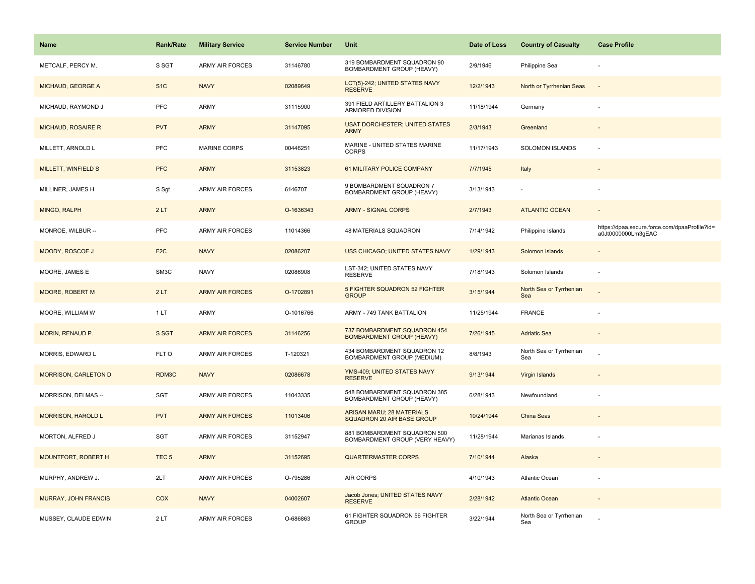| Name | Rank/Rate | Military Service | Service Number | Unit | Date of Loss | Country of Casualty | Case Profile |
|---|---|---|---|---|---|---|---|
| METCALF, PERCY M. | S SGT | ARMY AIR FORCES | 31146780 | 319 BOMBARDMENT SQUADRON 90 BOMBARDMENT GROUP (HEAVY) | 2/9/1946 | Philippine Sea | - |
| MICHAUD, GEORGE A | S1C | NAVY | 02089649 | LCT(5)-242; UNITED STATES NAVY RESERVE | 12/2/1943 | North or Tyrrhenian Seas | - |
| MICHAUD, RAYMOND J | PFC | ARMY | 31115900 | 391 FIELD ARTILLERY BATTALION 3 ARMORED DIVISION | 11/18/1944 | Germany | - |
| MICHAUD, ROSAIRE R | PVT | ARMY | 31147095 | USAT DORCHESTER; UNITED STATES ARMY | 2/3/1943 | Greenland | - |
| MILLETT, ARNOLD L | PFC | MARINE CORPS | 00446251 | MARINE - UNITED STATES MARINE CORPS | 11/17/1943 | SOLOMON ISLANDS | - |
| MILLETT, WINFIELD S | PFC | ARMY | 31153823 | 61 MILITARY POLICE COMPANY | 7/7/1945 | Italy | - |
| MILLINER, JAMES H. | S Sgt | ARMY AIR FORCES | 6146707 | 9 BOMBARDMENT SQUADRON 7 BOMBARDMENT GROUP (HEAVY) | 3/13/1943 | - | - |
| MINGO, RALPH | 2 LT | ARMY | O-1636343 | ARMY - SIGNAL CORPS | 2/7/1943 | ATLANTIC OCEAN | - |
| MONROE, WILBUR -- | PFC | ARMY AIR FORCES | 11014366 | 48 MATERIALS SQUADRON | 7/14/1942 | Philippine Islands | https://dpaa.secure.force.com/dpaaProfile?id=a0Jt0000000Lm3gEAC |
| MOODY, ROSCOE J | F2C | NAVY | 02086207 | USS CHICAGO; UNITED STATES NAVY | 1/29/1943 | Solomon Islands | - |
| MOORE, JAMES E | SM3C | NAVY | 02086908 | LST-342; UNITED STATES NAVY RESERVE | 7/18/1943 | Solomon Islands | - |
| MOORE, ROBERT M | 2 LT | ARMY AIR FORCES | O-1702891 | 5 FIGHTER SQUADRON 52 FIGHTER GROUP | 3/15/1944 | North Sea or Tyrrhenian Sea | - |
| MOORE, WILLIAM W | 1 LT | ARMY | O-1016766 | ARMY - 749 TANK BATTALION | 11/25/1944 | FRANCE | - |
| MORIN, RENAUD P. | S SGT | ARMY AIR FORCES | 31146256 | 737 BOMBARDMENT SQUADRON 454 BOMBARDMENT GROUP (HEAVY) | 7/26/1945 | Adriatic Sea | - |
| MORRIS, EDWARD L | FLT O | ARMY AIR FORCES | T-120321 | 434 BOMBARDMENT SQUADRON 12 BOMBARDMENT GROUP (MEDIUM) | 8/8/1943 | North Sea or Tyrrhenian Sea | - |
| MORRISON, CARLETON D | RDM3C | NAVY | 02086678 | YMS-409; UNITED STATES NAVY RESERVE | 9/13/1944 | Virgin Islands | - |
| MORRISON, DELMAS -- | SGT | ARMY AIR FORCES | 11043335 | 548 BOMBARDMENT SQUADRON 385 BOMBARDMENT GROUP (HEAVY) | 6/28/1943 | Newfoundland | - |
| MORRISON, HAROLD L | PVT | ARMY AIR FORCES | 11013406 | ARISAN MARU; 28 MATERIALS SQUADRON 20 AIR BASE GROUP | 10/24/1944 | China Seas | - |
| MORTON, ALFRED J | SGT | ARMY AIR FORCES | 31152947 | 881 BOMBARDMENT SQUADRON 500 BOMBARDMENT GROUP (VERY HEAVY) | 11/28/1944 | Marianas Islands | - |
| MOUNTFORT, ROBERT H | TEC 5 | ARMY | 31152695 | QUARTERMASTER CORPS | 7/10/1944 | Alaska | - |
| MURPHY, ANDREW J. | 2LT | ARMY AIR FORCES | O-795286 | AIR CORPS | 4/10/1943 | Atlantic Ocean | - |
| MURRAY, JOHN FRANCIS | COX | NAVY | 04002607 | Jacob Jones; UNITED STATES NAVY RESERVE | 2/28/1942 | Atlantic Ocean | - |
| MUSSEY, CLAUDE EDWIN | 2 LT | ARMY AIR FORCES | O-686863 | 61 FIGHTER SQUADRON 56 FIGHTER GROUP | 3/22/1944 | North Sea or Tyrrhenian Sea | - |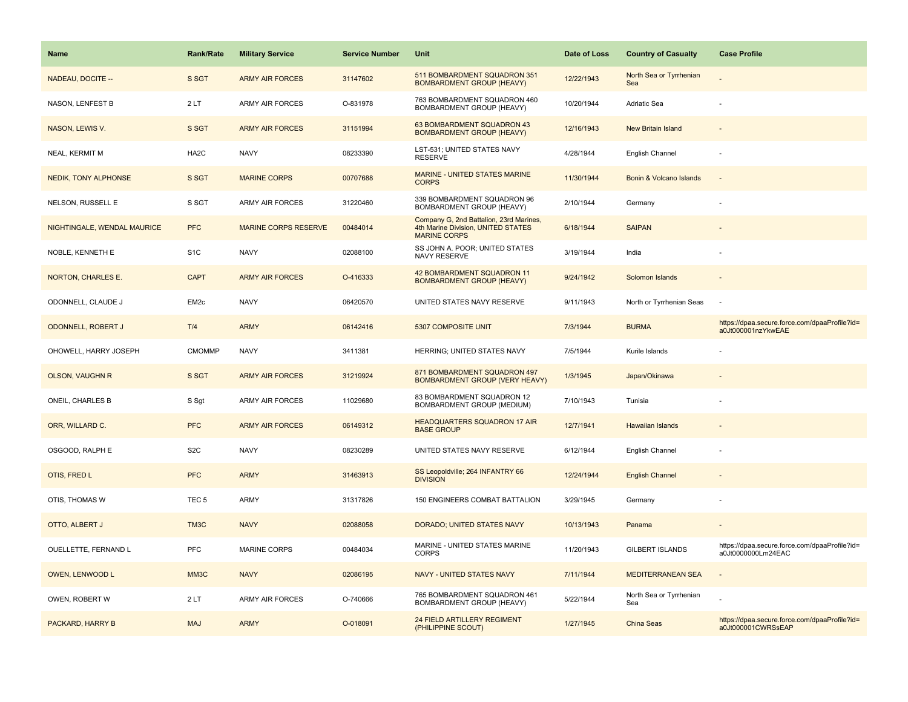| Name | Rank/Rate | Military Service | Service Number | Unit | Date of Loss | Country of Casualty | Case Profile |
|---|---|---|---|---|---|---|---|
| NADEAU, DOCITE -- | S SGT | ARMY AIR FORCES | 31147602 | 511 BOMBARDMENT SQUADRON 351 BOMBARDMENT GROUP (HEAVY) | 12/22/1943 | North Sea or Tyrrhenian Sea | - |
| NASON, LENFEST B | 2 LT | ARMY AIR FORCES | O-831978 | 763 BOMBARDMENT SQUADRON 460 BOMBARDMENT GROUP (HEAVY) | 10/20/1944 | Adriatic Sea | - |
| NASON, LEWIS V. | S SGT | ARMY AIR FORCES | 31151994 | 63 BOMBARDMENT SQUADRON 43 BOMBARDMENT GROUP (HEAVY) | 12/16/1943 | New Britain Island | - |
| NEAL, KERMIT M | HA2C | NAVY | 08233390 | LST-531; UNITED STATES NAVY RESERVE | 4/28/1944 | English Channel | - |
| NEDIK, TONY ALPHONSE | S SGT | MARINE CORPS | 00707688 | MARINE - UNITED STATES MARINE CORPS | 11/30/1944 | Bonin & Volcano Islands | - |
| NELSON, RUSSELL E | S SGT | ARMY AIR FORCES | 31220460 | 339 BOMBARDMENT SQUADRON 96 BOMBARDMENT GROUP (HEAVY) | 2/10/1944 | Germany | - |
| NIGHTINGALE, WENDAL MAURICE | PFC | MARINE CORPS RESERVE | 00484014 | Company G, 2nd Battalion, 23rd Marines, 4th Marine Division, UNITED STATES MARINE CORPS | 6/18/1944 | SAIPAN | - |
| NOBLE, KENNETH E | S1C | NAVY | 02088100 | SS JOHN A. POOR; UNITED STATES NAVY RESERVE | 3/19/1944 | India | - |
| NORTON, CHARLES E. | CAPT | ARMY AIR FORCES | O-416333 | 42 BOMBARDMENT SQUADRON 11 BOMBARDMENT GROUP (HEAVY) | 9/24/1942 | Solomon Islands | - |
| ODONNELL, CLAUDE J | EM2c | NAVY | 06420570 | UNITED STATES NAVY RESERVE | 9/11/1943 | North or Tyrrhenian Seas | - |
| ODONNELL, ROBERT J | T/4 | ARMY | 06142416 | 5307 COMPOSITE UNIT | 7/3/1944 | BURMA | https://dpaa.secure.force.com/dpaaProfile?id=a0Jt000001nzYkwEAE |
| OHOWELL, HARRY JOSEPH | CMOMMP | NAVY | 3411381 | HERRING; UNITED STATES NAVY | 7/5/1944 | Kurile Islands | - |
| OLSON, VAUGHN R | S SGT | ARMY AIR FORCES | 31219924 | 871 BOMBARDMENT SQUADRON 497 BOMBARDMENT GROUP (VERY HEAVY) | 1/3/1945 | Japan/Okinawa | - |
| ONEIL, CHARLES B | S Sgt | ARMY AIR FORCES | 11029680 | 83 BOMBARDMENT SQUADRON 12 BOMBARDMENT GROUP (MEDIUM) | 7/10/1943 | Tunisia | - |
| ORR, WILLARD C. | PFC | ARMY AIR FORCES | 06149312 | HEADQUARTERS SQUADRON 17 AIR BASE GROUP | 12/7/1941 | Hawaiian Islands | - |
| OSGOOD, RALPH E | S2C | NAVY | 08230289 | UNITED STATES NAVY RESERVE | 6/12/1944 | English Channel | - |
| OTIS, FRED L | PFC | ARMY | 31463913 | SS Leopoldville; 264 INFANTRY 66 DIVISION | 12/24/1944 | English Channel | - |
| OTIS, THOMAS W | TEC 5 | ARMY | 31317826 | 150 ENGINEERS COMBAT BATTALION | 3/29/1945 | Germany | - |
| OTTO, ALBERT J | TM3C | NAVY | 02088058 | DORADO; UNITED STATES NAVY | 10/13/1943 | Panama | - |
| OUELLETTE, FERNAND L | PFC | MARINE CORPS | 00484034 | MARINE - UNITED STATES MARINE CORPS | 11/20/1943 | GILBERT ISLANDS | https://dpaa.secure.force.com/dpaaProfile?id=a0Jt0000000Lm24EAC |
| OWEN, LENWOOD L | MM3C | NAVY | 02086195 | NAVY - UNITED STATES NAVY | 7/11/1944 | MEDITERRANEAN SEA | - |
| OWEN, ROBERT W | 2 LT | ARMY AIR FORCES | O-740666 | 765 BOMBARDMENT SQUADRON 461 BOMBARDMENT GROUP (HEAVY) | 5/22/1944 | North Sea or Tyrrhenian Sea | - |
| PACKARD, HARRY B | MAJ | ARMY | O-018091 | 24 FIELD ARTILLERY REGIMENT (PHILIPPINE SCOUT) | 1/27/1945 | China Seas | https://dpaa.secure.force.com/dpaaProfile?id=a0Jt000001CWRSsEAP |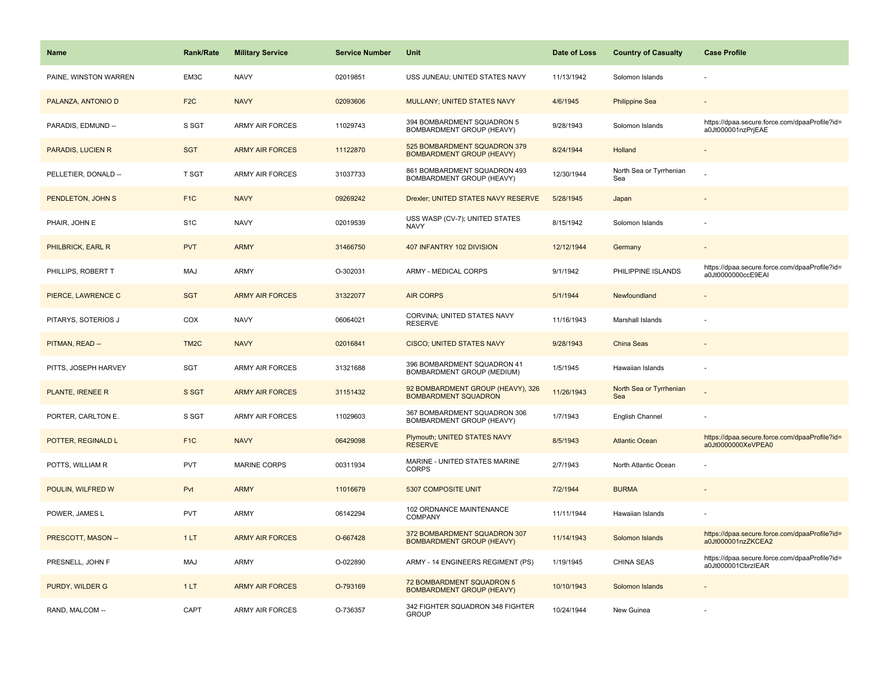| Name | Rank/Rate | Military Service | Service Number | Unit | Date of Loss | Country of Casualty | Case Profile |
| --- | --- | --- | --- | --- | --- | --- | --- |
| PAINE, WINSTON WARREN | EM3C | NAVY | 02019851 | USS JUNEAU; UNITED STATES NAVY | 11/13/1942 | Solomon Islands | - |
| PALANZA, ANTONIO D | F2C | NAVY | 02093606 | MULLANY; UNITED STATES NAVY | 4/6/1945 | Philippine Sea | - |
| PARADIS, EDMUND -- | S SGT | ARMY AIR FORCES | 11029743 | 394 BOMBARDMENT SQUADRON 5 BOMBARDMENT GROUP (HEAVY) | 9/28/1943 | Solomon Islands | https://dpaa.secure.force.com/dpaaProfile?id=a0Jt000001nzPrjEAE |
| PARADIS, LUCIEN R | SGT | ARMY AIR FORCES | 11122870 | 525 BOMBARDMENT SQUADRON 379 BOMBARDMENT GROUP (HEAVY) | 8/24/1944 | Holland | - |
| PELLETIER, DONALD -- | T SGT | ARMY AIR FORCES | 31037733 | 861 BOMBARDMENT SQUADRON 493 BOMBARDMENT GROUP (HEAVY) | 12/30/1944 | North Sea or Tyrrhenian Sea | - |
| PENDLETON, JOHN S | F1C | NAVY | 09269242 | Drexler; UNITED STATES NAVY RESERVE | 5/28/1945 | Japan | - |
| PHAIR, JOHN E | S1C | NAVY | 02019539 | USS WASP (CV-7); UNITED STATES NAVY | 8/15/1942 | Solomon Islands | - |
| PHILBRICK, EARL R | PVT | ARMY | 31466750 | 407 INFANTRY 102 DIVISION | 12/12/1944 | Germany | - |
| PHILLIPS, ROBERT T | MAJ | ARMY | O-302031 | ARMY - MEDICAL CORPS | 9/1/1942 | PHILIPPINE ISLANDS | https://dpaa.secure.force.com/dpaaProfile?id=a0Jt0000000ccE9EAI |
| PIERCE, LAWRENCE C | SGT | ARMY AIR FORCES | 31322077 | AIR CORPS | 5/1/1944 | Newfoundland | - |
| PITARYS, SOTERIOS J | COX | NAVY | 06064021 | CORVINA; UNITED STATES NAVY RESERVE | 11/16/1943 | Marshall Islands | - |
| PITMAN, READ -- | TM2C | NAVY | 02016841 | CISCO; UNITED STATES NAVY | 9/28/1943 | China Seas | - |
| PITTS, JOSEPH HARVEY | SGT | ARMY AIR FORCES | 31321688 | 396 BOMBARDMENT SQUADRON 41 BOMBARDMENT GROUP (MEDIUM) | 1/5/1945 | Hawaiian Islands | - |
| PLANTE, IRENEE R | S SGT | ARMY AIR FORCES | 31151432 | 92 BOMBARDMENT GROUP (HEAVY), 326 BOMBARDMENT SQUADRON | 11/26/1943 | North Sea or Tyrrhenian Sea | - |
| PORTER, CARLTON E. | S SGT | ARMY AIR FORCES | 11029603 | 367 BOMBARDMENT SQUADRON 306 BOMBARDMENT GROUP (HEAVY) | 1/7/1943 | English Channel | - |
| POTTER, REGINALD L | F1C | NAVY | 06429098 | Plymouth; UNITED STATES NAVY RESERVE | 8/5/1943 | Atlantic Ocean | https://dpaa.secure.force.com/dpaaProfile?id=a0Jt0000000XeVPEA0 |
| POTTS, WILLIAM R | PVT | MARINE CORPS | 00311934 | MARINE - UNITED STATES MARINE CORPS | 2/7/1943 | North Atlantic Ocean | - |
| POULIN, WILFRED W | Pvt | ARMY | 11016679 | 5307 COMPOSITE UNIT | 7/2/1944 | BURMA | - |
| POWER, JAMES L | PVT | ARMY | 06142294 | 102 ORDNANCE MAINTENANCE COMPANY | 11/11/1944 | Hawaiian Islands | - |
| PRESCOTT, MASON -- | 1 LT | ARMY AIR FORCES | O-667428 | 372 BOMBARDMENT SQUADRON 307 BOMBARDMENT GROUP (HEAVY) | 11/14/1943 | Solomon Islands | https://dpaa.secure.force.com/dpaaProfile?id=a0Jt000001nzZKCEA2 |
| PRESNELL, JOHN F | MAJ | ARMY | O-022890 | ARMY - 14 ENGINEERS REGIMENT (PS) | 1/19/1945 | CHINA SEAS | https://dpaa.secure.force.com/dpaaProfile?id=a0Jt000001CbrzIEAR |
| PURDY, WILDER G | 1 LT | ARMY AIR FORCES | O-793169 | 72 BOMBARDMENT SQUADRON 5 BOMBARDMENT GROUP (HEAVY) | 10/10/1943 | Solomon Islands | - |
| RAND, MALCOM -- | CAPT | ARMY AIR FORCES | O-736357 | 342 FIGHTER SQUADRON 348 FIGHTER GROUP | 10/24/1944 | New Guinea | - |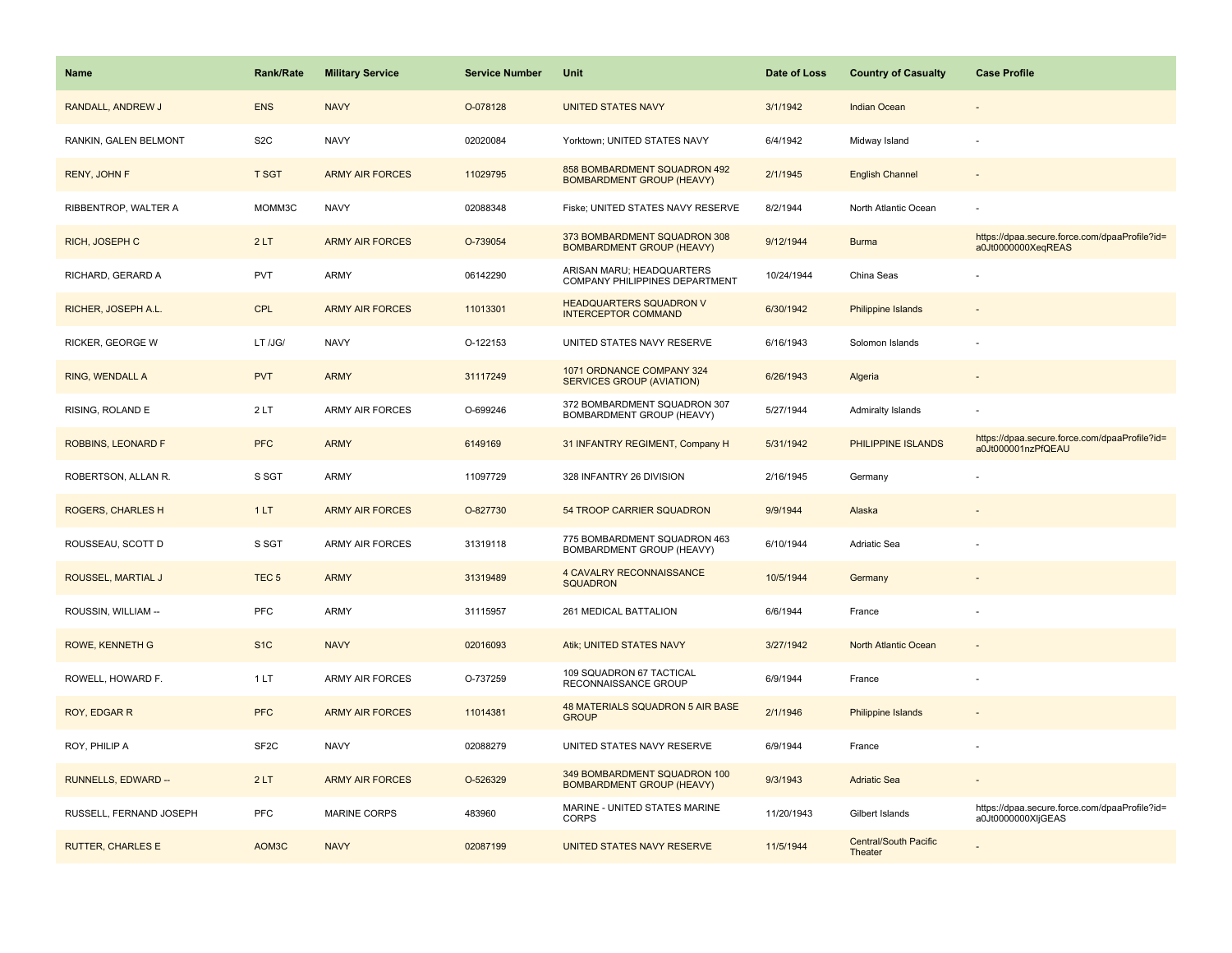| Name | Rank/Rate | Military Service | Service Number | Unit | Date of Loss | Country of Casualty | Case Profile |
|---|---|---|---|---|---|---|---|
| RANDALL, ANDREW J | ENS | NAVY | O-078128 | UNITED STATES NAVY | 3/1/1942 | Indian Ocean | - |
| RANKIN, GALEN BELMONT | S2C | NAVY | 02020084 | Yorktown; UNITED STATES NAVY | 6/4/1942 | Midway Island | - |
| RENY, JOHN F | T SGT | ARMY AIR FORCES | 11029795 | 858 BOMBARDMENT SQUADRON 492 BOMBARDMENT GROUP (HEAVY) | 2/1/1945 | English Channel | - |
| RIBBENTROP, WALTER A | MOMM3C | NAVY | 02088348 | Fiske; UNITED STATES NAVY RESERVE | 8/2/1944 | North Atlantic Ocean | - |
| RICH, JOSEPH C | 2 LT | ARMY AIR FORCES | O-739054 | 373 BOMBARDMENT SQUADRON 308 BOMBARDMENT GROUP (HEAVY) | 9/12/1944 | Burma | https://dpaa.secure.force.com/dpaaProfile?id=a0Jt0000000XeqREAS |
| RICHARD, GERARD A | PVT | ARMY | 06142290 | ARISAN MARU; HEADQUARTERS COMPANY PHILIPPINES DEPARTMENT | 10/24/1944 | China Seas | - |
| RICHER, JOSEPH A.L. | CPL | ARMY AIR FORCES | 11013301 | HEADQUARTERS SQUADRON V INTERCEPTOR COMMAND | 6/30/1942 | Philippine Islands | - |
| RICKER, GEORGE W | LT /JG/ | NAVY | O-122153 | UNITED STATES NAVY RESERVE | 6/16/1943 | Solomon Islands | - |
| RING, WENDALL A | PVT | ARMY | 31117249 | 1071 ORDNANCE COMPANY 324 SERVICES GROUP (AVIATION) | 6/26/1943 | Algeria | - |
| RISING, ROLAND E | 2 LT | ARMY AIR FORCES | O-699246 | 372 BOMBARDMENT SQUADRON 307 BOMBARDMENT GROUP (HEAVY) | 5/27/1944 | Admiralty Islands | - |
| ROBBINS, LEONARD F | PFC | ARMY | 6149169 | 31 INFANTRY REGIMENT, Company H | 5/31/1942 | PHILIPPINE ISLANDS | https://dpaa.secure.force.com/dpaaProfile?id=a0Jt000001nzPfQEAU |
| ROBERTSON, ALLAN R. | S SGT | ARMY | 11097729 | 328 INFANTRY 26 DIVISION | 2/16/1945 | Germany | - |
| ROGERS, CHARLES H | 1 LT | ARMY AIR FORCES | O-827730 | 54 TROOP CARRIER SQUADRON | 9/9/1944 | Alaska | - |
| ROUSSEAU, SCOTT D | S SGT | ARMY AIR FORCES | 31319118 | 775 BOMBARDMENT SQUADRON 463 BOMBARDMENT GROUP (HEAVY) | 6/10/1944 | Adriatic Sea | - |
| ROUSSEL, MARTIAL J | TEC 5 | ARMY | 31319489 | 4 CAVALRY RECONNAISSANCE SQUADRON | 10/5/1944 | Germany | - |
| ROUSSIN, WILLIAM -- | PFC | ARMY | 31115957 | 261 MEDICAL BATTALION | 6/6/1944 | France | - |
| ROWE, KENNETH G | S1C | NAVY | 02016093 | Atik; UNITED STATES NAVY | 3/27/1942 | North Atlantic Ocean | - |
| ROWELL, HOWARD F. | 1 LT | ARMY AIR FORCES | O-737259 | 109 SQUADRON 67 TACTICAL RECONNAISSANCE GROUP | 6/9/1944 | France | - |
| ROY, EDGAR R | PFC | ARMY AIR FORCES | 11014381 | 48 MATERIALS SQUADRON 5 AIR BASE GROUP | 2/1/1946 | Philippine Islands | - |
| ROY, PHILIP A | SF2C | NAVY | 02088279 | UNITED STATES NAVY RESERVE | 6/9/1944 | France | - |
| RUNNELLS, EDWARD -- | 2 LT | ARMY AIR FORCES | O-526329 | 349 BOMBARDMENT SQUADRON 100 BOMBARDMENT GROUP (HEAVY) | 9/3/1943 | Adriatic Sea | - |
| RUSSELL, FERNAND JOSEPH | PFC | MARINE CORPS | 483960 | MARINE - UNITED STATES MARINE CORPS | 11/20/1943 | Gilbert Islands | https://dpaa.secure.force.com/dpaaProfile?id=a0Jt0000000XljGEAS |
| RUTTER, CHARLES E | AOM3C | NAVY | 02087199 | UNITED STATES NAVY RESERVE | 11/5/1944 | Central/South Pacific Theater | - |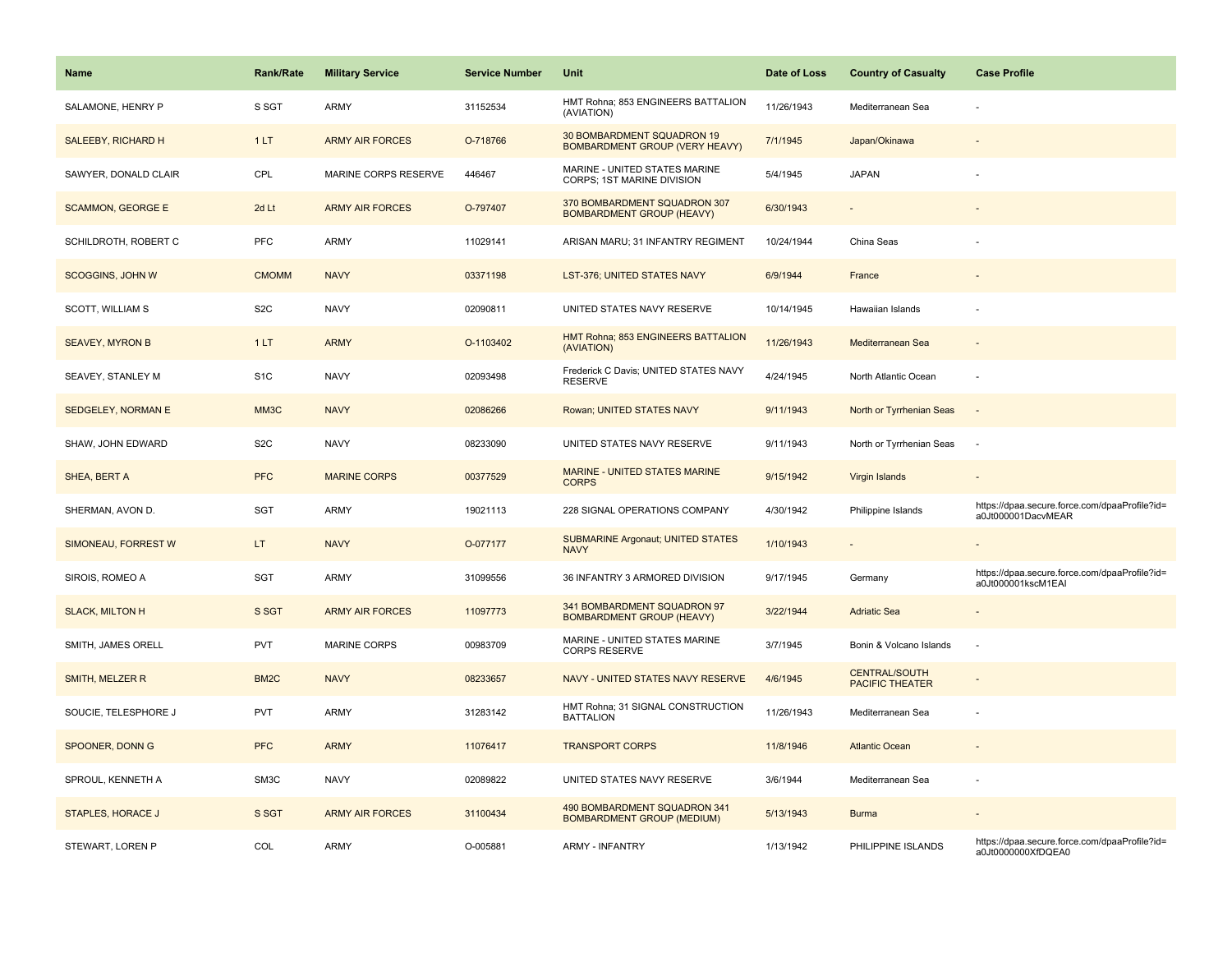| Name | Rank/Rate | Military Service | Service Number | Unit | Date of Loss | Country of Casualty | Case Profile |
|---|---|---|---|---|---|---|---|
| SALAMONE, HENRY P | S SGT | ARMY | 31152534 | HMT Rohna; 853 ENGINEERS BATTALION (AVIATION) | 11/26/1943 | Mediterranean Sea | - |
| SALEEBY, RICHARD H | 1 LT | ARMY AIR FORCES | O-718766 | 30 BOMBARDMENT SQUADRON 19 BOMBARDMENT GROUP (VERY HEAVY) | 7/1/1945 | Japan/Okinawa | - |
| SAWYER, DONALD CLAIR | CPL | MARINE CORPS RESERVE | 446467 | MARINE - UNITED STATES MARINE CORPS; 1ST MARINE DIVISION | 5/4/1945 | JAPAN | - |
| SCAMMON, GEORGE E | 2d Lt | ARMY AIR FORCES | O-797407 | 370 BOMBARDMENT SQUADRON 307 BOMBARDMENT GROUP (HEAVY) | 6/30/1943 | - | - |
| SCHILDROTH, ROBERT C | PFC | ARMY | 11029141 | ARISAN MARU; 31 INFANTRY REGIMENT | 10/24/1944 | China Seas | - |
| SCOGGINS, JOHN W | CMOMM | NAVY | 03371198 | LST-376; UNITED STATES NAVY | 6/9/1944 | France | - |
| SCOTT, WILLIAM S | S2C | NAVY | 02090811 | UNITED STATES NAVY RESERVE | 10/14/1945 | Hawaiian Islands | - |
| SEAVEY, MYRON B | 1 LT | ARMY | O-1103402 | HMT Rohna; 853 ENGINEERS BATTALION (AVIATION) | 11/26/1943 | Mediterranean Sea | - |
| SEAVEY, STANLEY M | S1C | NAVY | 02093498 | Frederick C Davis; UNITED STATES NAVY RESERVE | 4/24/1945 | North Atlantic Ocean | - |
| SEDGELEY, NORMAN E | MM3C | NAVY | 02086266 | Rowan; UNITED STATES NAVY | 9/11/1943 | North or Tyrrhenian Seas | - |
| SHAW, JOHN EDWARD | S2C | NAVY | 08233090 | UNITED STATES NAVY RESERVE | 9/11/1943 | North or Tyrrhenian Seas | - |
| SHEA, BERT A | PFC | MARINE CORPS | 00377529 | MARINE - UNITED STATES MARINE CORPS | 9/15/1942 | Virgin Islands | - |
| SHERMAN, AVON D. | SGT | ARMY | 19021113 | 228 SIGNAL OPERATIONS COMPANY | 4/30/1942 | Philippine Islands | https://dpaa.secure.force.com/dpaaProfile?id=a0Jt000001DacvMEAR |
| SIMONEAU, FORREST W | LT | NAVY | O-077177 | SUBMARINE Argonaut; UNITED STATES NAVY | 1/10/1943 | - | - |
| SIROIS, ROMEO A | SGT | ARMY | 31099556 | 36 INFANTRY 3 ARMORED DIVISION | 9/17/1945 | Germany | https://dpaa.secure.force.com/dpaaProfile?id=a0Jt000001kscM1EAI |
| SLACK, MILTON H | S SGT | ARMY AIR FORCES | 11097773 | 341 BOMBARDMENT SQUADRON 97 BOMBARDMENT GROUP (HEAVY) | 3/22/1944 | Adriatic Sea | - |
| SMITH, JAMES ORELL | PVT | MARINE CORPS | 00983709 | MARINE - UNITED STATES MARINE CORPS RESERVE | 3/7/1945 | Bonin & Volcano Islands | - |
| SMITH, MELZER R | BM2C | NAVY | 08233657 | NAVY - UNITED STATES NAVY RESERVE | 4/6/1945 | CENTRAL/SOUTH PACIFIC THEATER | - |
| SOUCIE, TELESPHORE J | PVT | ARMY | 31283142 | HMT Rohna; 31 SIGNAL CONSTRUCTION BATTALION | 11/26/1943 | Mediterranean Sea | - |
| SPOONER, DONN G | PFC | ARMY | 11076417 | TRANSPORT CORPS | 11/8/1946 | Atlantic Ocean | - |
| SPROUL, KENNETH A | SM3C | NAVY | 02089822 | UNITED STATES NAVY RESERVE | 3/6/1944 | Mediterranean Sea | - |
| STAPLES, HORACE J | S SGT | ARMY AIR FORCES | 31100434 | 490 BOMBARDMENT SQUADRON 341 BOMBARDMENT GROUP (MEDIUM) | 5/13/1943 | Burma | - |
| STEWART, LOREN P | COL | ARMY | O-005881 | ARMY - INFANTRY | 1/13/1942 | PHILIPPINE ISLANDS | https://dpaa.secure.force.com/dpaaProfile?id=a0Jt0000000XfDQEA0 |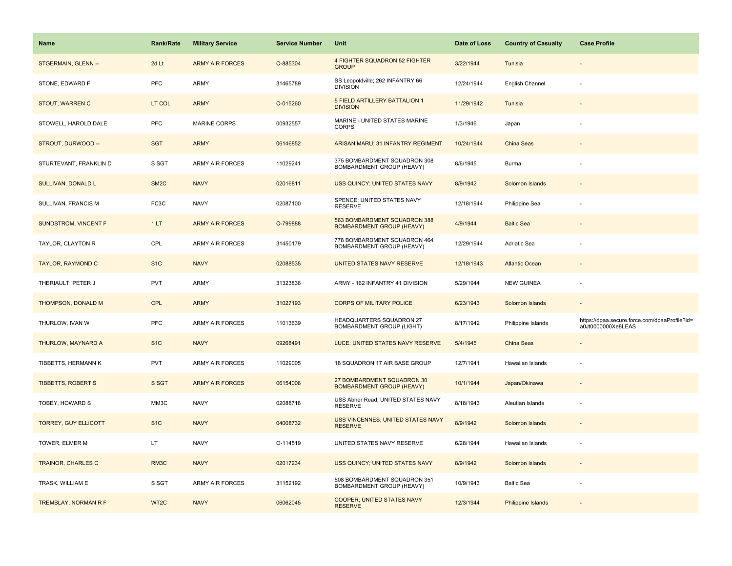| Name | Rank/Rate | Military Service | Service Number | Unit | Date of Loss | Country of Casualty | Case Profile |
|---|---|---|---|---|---|---|---|
| STGERMAIN, GLENN -- | 2d Lt | ARMY AIR FORCES | O-885304 | 4 FIGHTER SQUADRON 52 FIGHTER GROUP | 3/22/1944 | Tunisia | - |
| STONE, EDWARD F | PFC | ARMY | 31465789 | SS Leopoldville; 262 INFANTRY 66 DIVISION | 12/24/1944 | English Channel | - |
| STOUT, WARREN C | LT COL | ARMY | O-015260 | 5 FIELD ARTILLERY BATTALION 1 DIVISION | 11/29/1942 | Tunisia | - |
| STOWELL, HAROLD DALE | PFC | MARINE CORPS | 00932557 | MARINE - UNITED STATES MARINE CORPS | 1/3/1946 | Japan | - |
| STROUT, DURWOOD -- | SGT | ARMY | 06146852 | ARISAN MARU; 31 INFANTRY REGIMENT | 10/24/1944 | China Seas | - |
| STURTEVANT, FRANKLIN D | S SGT | ARMY AIR FORCES | 11029241 | 375 BOMBARDMENT SQUADRON 308 BOMBARDMENT GROUP (HEAVY) | 8/6/1945 | Burma | - |
| SULLIVAN, DONALD L | SM2C | NAVY | 02016811 | USS QUINCY; UNITED STATES NAVY | 8/9/1942 | Solomon Islands | - |
| SULLIVAN, FRANCIS M | FC3C | NAVY | 02087100 | SPENCE; UNITED STATES NAVY RESERVE | 12/18/1944 | Philippine Sea | - |
| SUNDSTROM, VINCENT F | 1 LT | ARMY AIR FORCES | O-799888 | 563 BOMBARDMENT SQUADRON 388 BOMBARDMENT GROUP (HEAVY) | 4/9/1944 | Baltic Sea | - |
| TAYLOR, CLAYTON R | CPL | ARMY AIR FORCES | 31450179 | 778 BOMBARDMENT SQUADRON 464 BOMBARDMENT GROUP (HEAVY) | 12/29/1944 | Adriatic Sea | - |
| TAYLOR, RAYMOND C | S1C | NAVY | 02088535 | UNITED STATES NAVY RESERVE | 12/18/1943 | Atlantic Ocean | - |
| THERIAULT, PETER J | PVT | ARMY | 31323836 | ARMY - 162 INFANTRY 41 DIVISION | 5/29/1944 | NEW GUINEA | - |
| THOMPSON, DONALD M | CPL | ARMY | 31027193 | CORPS OF MILITARY POLICE | 6/23/1943 | Solomon Islands | - |
| THURLOW, IVAN W | PFC | ARMY AIR FORCES | 11013639 | HEADQUARTERS SQUADRON 27 BOMBARDMENT GROUP (LIGHT) | 8/17/1942 | Philippine Islands | https://dpaa.secure.force.com/dpaaProfile?id=a0Jt0000000Xe8LEAS |
| THURLOW, MAYNARD A | S1C | NAVY | 09268491 | LUCE; UNITED STATES NAVY RESERVE | 5/4/1945 | China Seas | - |
| TIBBETTS, HERMANN K | PVT | ARMY AIR FORCES | 11029005 | 18 SQUADRON 17 AIR BASE GROUP | 12/7/1941 | Hawaiian Islands | - |
| TIBBETTS, ROBERT S | S SGT | ARMY AIR FORCES | 06154006 | 27 BOMBARDMENT SQUADRON 30 BOMBARDMENT GROUP (HEAVY) | 10/1/1944 | Japan/Okinawa | - |
| TOBEY, HOWARD S | MM3C | NAVY | 02088718 | USS Abner Read; UNITED STATES NAVY RESERVE | 8/18/1943 | Aleutian Islands | - |
| TORREY, GUY ELLICOTT | S1C | NAVY | 04008732 | USS VINCENNES; UNITED STATES NAVY RESERVE | 8/9/1942 | Solomon Islands | - |
| TOWER, ELMER M | LT | NAVY | O-114519 | UNITED STATES NAVY RESERVE | 6/28/1944 | Hawaiian Islands | - |
| TRAINOR, CHARLES C | RM3C | NAVY | 02017234 | USS QUINCY; UNITED STATES NAVY | 8/9/1942 | Solomon Islands | - |
| TRASK, WILLIAM E | S SGT | ARMY AIR FORCES | 31152192 | 508 BOMBARDMENT SQUADRON 351 BOMBARDMENT GROUP (HEAVY) | 10/9/1943 | Baltic Sea | - |
| TREMBLAY, NORMAN R F | WT2C | NAVY | 06062045 | COOPER; UNITED STATES NAVY RESERVE | 12/3/1944 | Philippine Islands | - |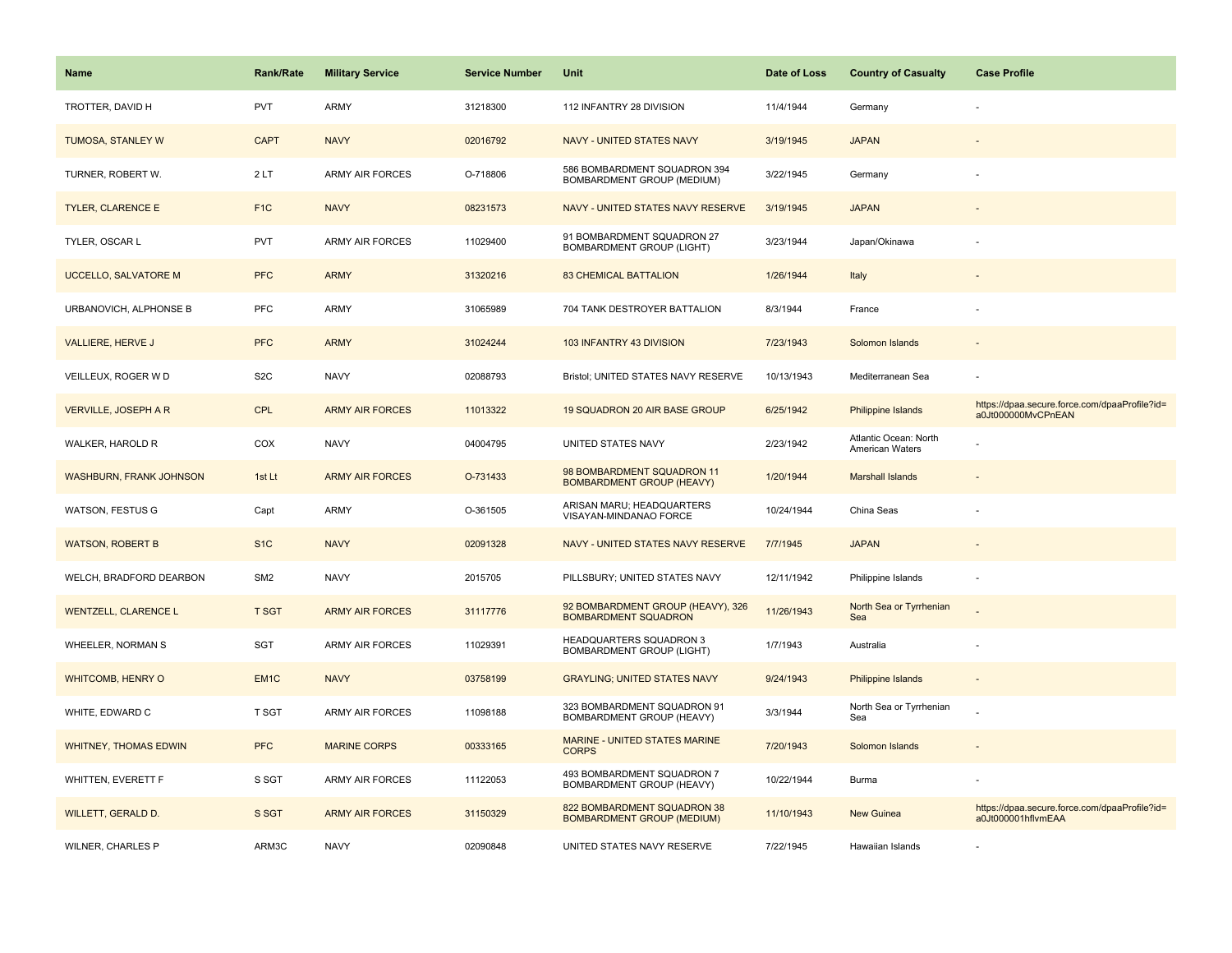| Name | Rank/Rate | Military Service | Service Number | Unit | Date of Loss | Country of Casualty | Case Profile |
|---|---|---|---|---|---|---|---|
| TROTTER, DAVID H | PVT | ARMY | 31218300 | 112 INFANTRY 28 DIVISION | 11/4/1944 | Germany | - |
| TUMOSA, STANLEY W | CAPT | NAVY | 02016792 | NAVY - UNITED STATES NAVY | 3/19/1945 | JAPAN | - |
| TURNER, ROBERT W. | 2 LT | ARMY AIR FORCES | O-718806 | 586 BOMBARDMENT SQUADRON 394 BOMBARDMENT GROUP (MEDIUM) | 3/22/1945 | Germany | - |
| TYLER, CLARENCE E | F1C | NAVY | 08231573 | NAVY - UNITED STATES NAVY RESERVE | 3/19/1945 | JAPAN | - |
| TYLER, OSCAR L | PVT | ARMY AIR FORCES | 11029400 | 91 BOMBARDMENT SQUADRON 27 BOMBARDMENT GROUP (LIGHT) | 3/23/1944 | Japan/Okinawa | - |
| UCCELLO, SALVATORE M | PFC | ARMY | 31320216 | 83 CHEMICAL BATTALION | 1/26/1944 | Italy | - |
| URBANOVICH, ALPHONSE B | PFC | ARMY | 31065989 | 704 TANK DESTROYER BATTALION | 8/3/1944 | France | - |
| VALLIERE, HERVE J | PFC | ARMY | 31024244 | 103 INFANTRY 43 DIVISION | 7/23/1943 | Solomon Islands | - |
| VEILLEUX, ROGER W D | S2C | NAVY | 02088793 | Bristol; UNITED STATES NAVY RESERVE | 10/13/1943 | Mediterranean Sea | - |
| VERVILLE, JOSEPH A R | CPL | ARMY AIR FORCES | 11013322 | 19 SQUADRON 20 AIR BASE GROUP | 6/25/1942 | Philippine Islands | https://dpaa.secure.force.com/dpaaProfile?id=a0Jt000000MvCPnEAN |
| WALKER, HAROLD R | COX | NAVY | 04004795 | UNITED STATES NAVY | 2/23/1942 | Atlantic Ocean: North American Waters | - |
| WASHBURN, FRANK JOHNSON | 1st Lt | ARMY AIR FORCES | O-731433 | 98 BOMBARDMENT SQUADRON 11 BOMBARDMENT GROUP (HEAVY) | 1/20/1944 | Marshall Islands | - |
| WATSON, FESTUS G | Capt | ARMY | O-361505 | ARISAN MARU; HEADQUARTERS VISAYAN-MINDANAO FORCE | 10/24/1944 | China Seas | - |
| WATSON, ROBERT B | S1C | NAVY | 02091328 | NAVY - UNITED STATES NAVY RESERVE | 7/7/1945 | JAPAN | - |
| WELCH, BRADFORD DEARBON | SM2 | NAVY | 2015705 | PILLSBURY; UNITED STATES NAVY | 12/11/1942 | Philippine Islands | - |
| WENTZELL, CLARENCE L | T SGT | ARMY AIR FORCES | 31117776 | 92 BOMBARDMENT GROUP (HEAVY), 326 BOMBARDMENT SQUADRON | 11/26/1943 | North Sea or Tyrrhenian Sea | - |
| WHEELER, NORMAN S | SGT | ARMY AIR FORCES | 11029391 | HEADQUARTERS SQUADRON 3 BOMBARDMENT GROUP (LIGHT) | 1/7/1943 | Australia | - |
| WHITCOMB, HENRY O | EM1C | NAVY | 03758199 | GRAYLING; UNITED STATES NAVY | 9/24/1943 | Philippine Islands | - |
| WHITE, EDWARD C | T SGT | ARMY AIR FORCES | 11098188 | 323 BOMBARDMENT SQUADRON 91 BOMBARDMENT GROUP (HEAVY) | 3/3/1944 | North Sea or Tyrrhenian Sea | - |
| WHITNEY, THOMAS EDWIN | PFC | MARINE CORPS | 00333165 | MARINE - UNITED STATES MARINE CORPS | 7/20/1943 | Solomon Islands | - |
| WHITTEN, EVERETT F | S SGT | ARMY AIR FORCES | 11122053 | 493 BOMBARDMENT SQUADRON 7 BOMBARDMENT GROUP (HEAVY) | 10/22/1944 | Burma | - |
| WILLETT, GERALD D. | S SGT | ARMY AIR FORCES | 31150329 | 822 BOMBARDMENT SQUADRON 38 BOMBARDMENT GROUP (MEDIUM) | 11/10/1943 | New Guinea | https://dpaa.secure.force.com/dpaaProfile?id=a0Jt000001hfIvmEAA |
| WILNER, CHARLES P | ARM3C | NAVY | 02090848 | UNITED STATES NAVY RESERVE | 7/22/1945 | Hawaiian Islands | - |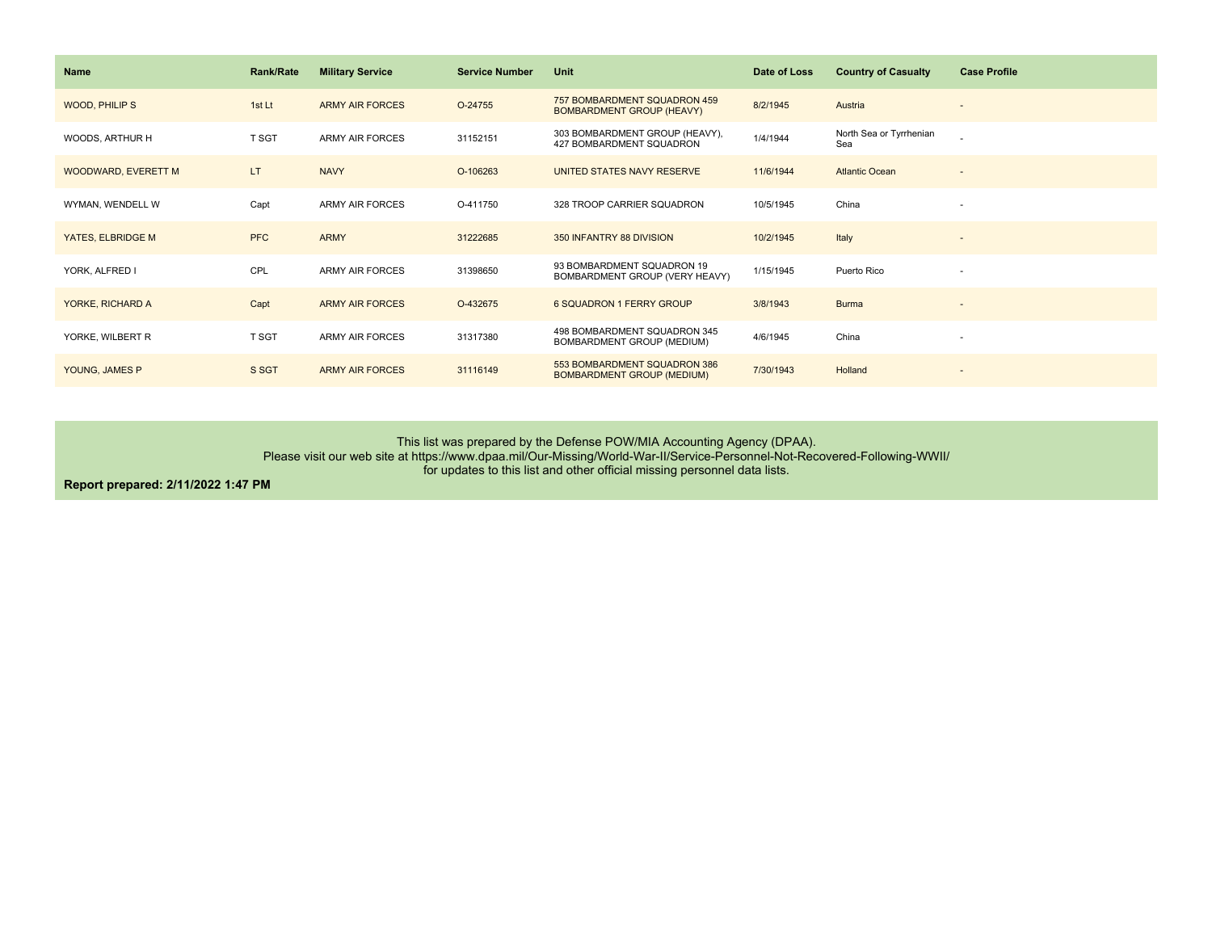| Name | Rank/Rate | Military Service | Service Number | Unit | Date of Loss | Country of Casualty | Case Profile |
| --- | --- | --- | --- | --- | --- | --- | --- |
| WOOD, PHILIP S | 1st Lt | ARMY AIR FORCES | O-24755 | 757 BOMBARDMENT SQUADRON 459 BOMBARDMENT GROUP (HEAVY) | 8/2/1945 | Austria | - |
| WOODS, ARTHUR H | T SGT | ARMY AIR FORCES | 31152151 | 303 BOMBARDMENT GROUP (HEAVY), 427 BOMBARDMENT SQUADRON | 1/4/1944 | North Sea or Tyrrhenian Sea | - |
| WOODWARD, EVERETT M | LT | NAVY | O-106263 | UNITED STATES NAVY RESERVE | 11/6/1944 | Atlantic Ocean | - |
| WYMAN, WENDELL W | Capt | ARMY AIR FORCES | O-411750 | 328 TROOP CARRIER SQUADRON | 10/5/1945 | China | - |
| YATES, ELBRIDGE M | PFC | ARMY | 31222685 | 350 INFANTRY 88 DIVISION | 10/2/1945 | Italy | - |
| YORK, ALFRED I | CPL | ARMY AIR FORCES | 31398650 | 93 BOMBARDMENT SQUADRON 19 BOMBARDMENT GROUP (VERY HEAVY) | 1/15/1945 | Puerto Rico | - |
| YORKE, RICHARD A | Capt | ARMY AIR FORCES | O-432675 | 6 SQUADRON 1 FERRY GROUP | 3/8/1943 | Burma | - |
| YORKE, WILBERT R | T SGT | ARMY AIR FORCES | 31317380 | 498 BOMBARDMENT SQUADRON 345 BOMBARDMENT GROUP (MEDIUM) | 4/6/1945 | China | - |
| YOUNG, JAMES P | S SGT | ARMY AIR FORCES | 31116149 | 553 BOMBARDMENT SQUADRON 386 BOMBARDMENT GROUP (MEDIUM) | 7/30/1943 | Holland | - |

This list was prepared by the Defense POW/MIA Accounting Agency (DPAA).
Please visit our web site at https://www.dpaa.mil/Our-Missing/World-War-II/Service-Personnel-Not-Recovered-Following-WWII/
for updates to this list and other official missing personnel data lists.

**Report prepared: 2/11/2022 1:47 PM**